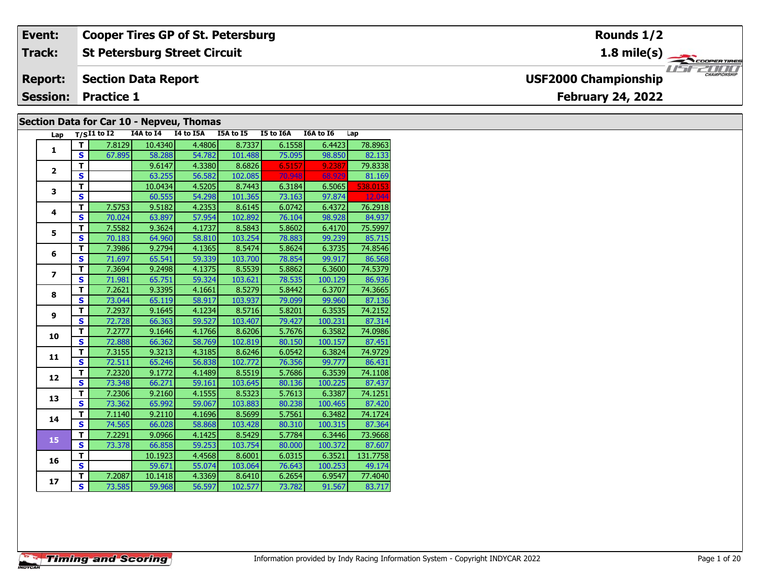| Event: | Cooper Tires GP of St. Petersburg | Rounds 1/2 |
|---|---|---|
| Track: | St Petersburg Street Circuit | 1.8 mile(s) |
| Report: | Section Data Report | USF2000 Championship |
| Session: | Practice 1 | February 24, 2022 |

## Section Data for Car 10 - Nepveu, Thomas

| Lap | T/S | I1 to I2 | I4A to I4 | I4 to I5A | I5A to I5 | I5 to I6A | I6A to I6 | Lap |
|---|---|---|---|---|---|---|---|---|
| 1 | T | 7.8129 | 10.4340 | 4.4806 | 8.7337 | 6.1558 | 6.4423 | 78.8963 |
| | S | 67.895 | 58.288 | 54.782 | 101.488 | 75.095 | 98.850 | 82.133 |
| 2 | T | | 9.6147 | 4.3380 | 8.6826 | 6.5157 | 9.2387 | 79.8338 |
| | S | | 63.255 | 56.582 | 102.085 | 70.948 | 68.929 | 81.169 |
| 3 | T | | 10.0434 | 4.5205 | 8.7443 | 6.3184 | 6.5065 | 538.0153 |
| | S | | 60.555 | 54.298 | 101.365 | 73.163 | 97.874 | 12.044 |
| 4 | T | 7.5753 | 9.5182 | 4.2353 | 8.6145 | 6.0742 | 6.4372 | 76.2918 |
| | S | 70.024 | 63.897 | 57.954 | 102.892 | 76.104 | 98.928 | 84.937 |
| 5 | T | 7.5582 | 9.3624 | 4.1737 | 8.5843 | 5.8602 | 6.4170 | 75.5997 |
| | S | 70.183 | 64.960 | 58.810 | 103.254 | 78.883 | 99.239 | 85.715 |
| 6 | T | 7.3986 | 9.2794 | 4.1365 | 8.5474 | 5.8624 | 6.3735 | 74.8546 |
| | S | 71.697 | 65.541 | 59.339 | 103.700 | 78.854 | 99.917 | 86.568 |
| 7 | T | 7.3694 | 9.2498 | 4.1375 | 8.5539 | 5.8862 | 6.3600 | 74.5379 |
| | S | 71.981 | 65.751 | 59.324 | 103.621 | 78.535 | 100.129 | 86.936 |
| 8 | T | 7.2621 | 9.3395 | 4.1661 | 8.5279 | 5.8442 | 6.3707 | 74.3665 |
| | S | 73.044 | 65.119 | 58.917 | 103.937 | 79.099 | 99.960 | 87.136 |
| 9 | T | 7.2937 | 9.1645 | 4.1234 | 8.5716 | 5.8201 | 6.3535 | 74.2152 |
| | S | 72.728 | 66.363 | 59.527 | 103.407 | 79.427 | 100.231 | 87.314 |
| 10 | T | 7.2777 | 9.1646 | 4.1766 | 8.6206 | 5.7676 | 6.3582 | 74.0986 |
| | S | 72.888 | 66.362 | 58.769 | 102.819 | 80.150 | 100.157 | 87.451 |
| 11 | T | 7.3155 | 9.3213 | 4.3185 | 8.6246 | 6.0542 | 6.3824 | 74.9729 |
| | S | 72.511 | 65.246 | 56.838 | 102.772 | 76.356 | 99.777 | 86.431 |
| 12 | T | 7.2320 | 9.1772 | 4.1489 | 8.5519 | 5.7686 | 6.3539 | 74.1108 |
| | S | 73.348 | 66.271 | 59.161 | 103.645 | 80.136 | 100.225 | 87.437 |
| 13 | T | 7.2306 | 9.2160 | 4.1555 | 8.5323 | 5.7613 | 6.3387 | 74.1251 |
| | S | 73.362 | 65.992 | 59.067 | 103.883 | 80.238 | 100.465 | 87.420 |
| 14 | T | 7.1140 | 9.2110 | 4.1696 | 8.5699 | 5.7561 | 6.3482 | 74.1724 |
| | S | 74.565 | 66.028 | 58.868 | 103.428 | 80.310 | 100.315 | 87.364 |
| 15 | T | 7.2291 | 9.0966 | 4.1425 | 8.5429 | 5.7784 | 6.3446 | 73.9668 |
| | S | 73.378 | 66.858 | 59.253 | 103.754 | 80.000 | 100.372 | 87.607 |
| 16 | T | | 10.1923 | 4.4568 | 8.6001 | 6.0315 | 6.3521 | 131.7758 |
| | S | | 59.671 | 55.074 | 103.064 | 76.643 | 100.253 | 49.174 |
| 17 | T | 7.2087 | 10.1418 | 4.3369 | 8.6410 | 6.2654 | 6.9547 | 77.4040 |
| | S | 73.585 | 59.968 | 56.597 | 102.577 | 73.782 | 91.567 | 83.717 |

Information provided by Indy Racing Information System - Copyright INDYCAR 2022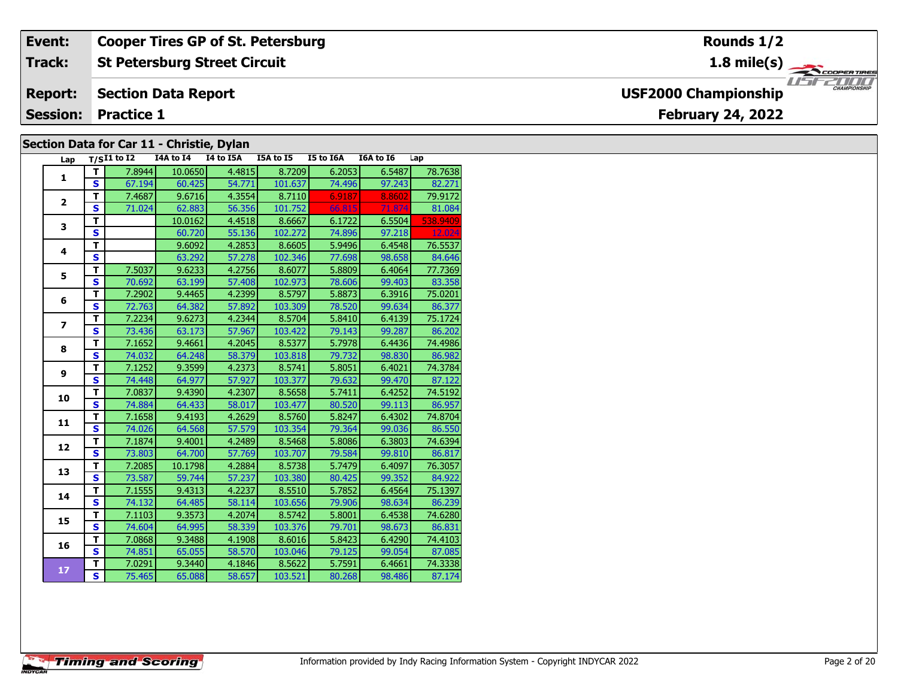| Event: | Cooper Tires GP of St. Petersburg | Rounds 1/2 |
|---|---|---|
| Track: | St Petersburg Street Circuit | 1.8 mile(s) |
| Report: | Section Data Report | USF2000 Championship |
| Session: | Practice 1 | February 24, 2022 |

## Section Data for Car 11 - Christie, Dylan

| Lap | T/S | I1 to I2 | I4A to I4 | I4 to I5A | I5A to I5 | I5 to I6A | I6A to I6 | Lap |
|---|---|---|---|---|---|---|---|---|
| 1 | T | 7.8944 | 10.0650 | 4.4815 | 8.7209 | 6.2053 | 6.5487 | 78.7638 |
| | S | 67.194 | 60.425 | 54.771 | 101.637 | 74.496 | 97.243 | 82.271 |
| 2 | T | 7.4687 | 9.6716 | 4.3554 | 8.7110 | 6.9187 | 8.8602 | 79.9172 |
| | S | 71.024 | 62.883 | 56.356 | 101.752 | 66.815 | 71.874 | 81.084 |
| 3 | T | | 10.0162 | 4.4518 | 8.6667 | 6.1722 | 6.5504 | 538.9409 |
| | S | | 60.720 | 55.136 | 102.272 | 74.896 | 97.218 | 12.024 |
| 4 | T | | 9.6092 | 4.2853 | 8.6605 | 5.9496 | 6.4548 | 76.5537 |
| | S | | 63.292 | 57.278 | 102.346 | 77.698 | 98.658 | 84.646 |
| 5 | T | 7.5037 | 9.6233 | 4.2756 | 8.6077 | 5.8809 | 6.4064 | 77.7369 |
| | S | 70.692 | 63.199 | 57.408 | 102.973 | 78.606 | 99.403 | 83.358 |
| 6 | T | 7.2902 | 9.4465 | 4.2399 | 8.5797 | 5.8873 | 6.3916 | 75.0201 |
| | S | 72.763 | 64.382 | 57.892 | 103.309 | 78.520 | 99.634 | 86.377 |
| 7 | T | 7.2234 | 9.6273 | 4.2344 | 8.5704 | 5.8410 | 6.4139 | 75.1724 |
| | S | 73.436 | 63.173 | 57.967 | 103.422 | 79.143 | 99.287 | 86.202 |
| 8 | T | 7.1652 | 9.4661 | 4.2045 | 8.5377 | 5.7978 | 6.4436 | 74.4986 |
| | S | 74.032 | 64.248 | 58.379 | 103.818 | 79.732 | 98.830 | 86.982 |
| 9 | T | 7.1252 | 9.3599 | 4.2373 | 8.5741 | 5.8051 | 6.4021 | 74.3784 |
| | S | 74.448 | 64.977 | 57.927 | 103.377 | 79.632 | 99.470 | 87.122 |
| 10 | T | 7.0837 | 9.4390 | 4.2307 | 8.5658 | 5.7411 | 6.4252 | 74.5192 |
| | S | 74.884 | 64.433 | 58.017 | 103.477 | 80.520 | 99.113 | 86.957 |
| 11 | T | 7.1658 | 9.4193 | 4.2629 | 8.5760 | 5.8247 | 6.4302 | 74.8704 |
| | S | 74.026 | 64.568 | 57.579 | 103.354 | 79.364 | 99.036 | 86.550 |
| 12 | T | 7.1874 | 9.4001 | 4.2489 | 8.5468 | 5.8086 | 6.3803 | 74.6394 |
| | S | 73.803 | 64.700 | 57.769 | 103.707 | 79.584 | 99.810 | 86.817 |
| 13 | T | 7.2085 | 10.1798 | 4.2884 | 8.5738 | 5.7479 | 6.4097 | 76.3057 |
| | S | 73.587 | 59.744 | 57.237 | 103.380 | 80.425 | 99.352 | 84.922 |
| 14 | T | 7.1555 | 9.4313 | 4.2237 | 8.5510 | 5.7852 | 6.4564 | 75.1397 |
| | S | 74.132 | 64.485 | 58.114 | 103.656 | 79.906 | 98.634 | 86.239 |
| 15 | T | 7.1103 | 9.3573 | 4.2074 | 8.5742 | 5.8001 | 6.4538 | 74.6280 |
| | S | 74.604 | 64.995 | 58.339 | 103.376 | 79.701 | 98.673 | 86.831 |
| 16 | T | 7.0868 | 9.3488 | 4.1908 | 8.6016 | 5.8423 | 6.4290 | 74.4103 |
| | S | 74.851 | 65.055 | 58.570 | 103.046 | 79.125 | 99.054 | 87.085 |
| 17 | T | 7.0291 | 9.3440 | 4.1846 | 8.5622 | 5.7591 | 6.4661 | 74.3338 |
| | S | 75.465 | 65.088 | 58.657 | 103.521 | 80.268 | 98.486 | 87.174 |

Information provided by Indy Racing Information System - Copyright INDYCAR 2022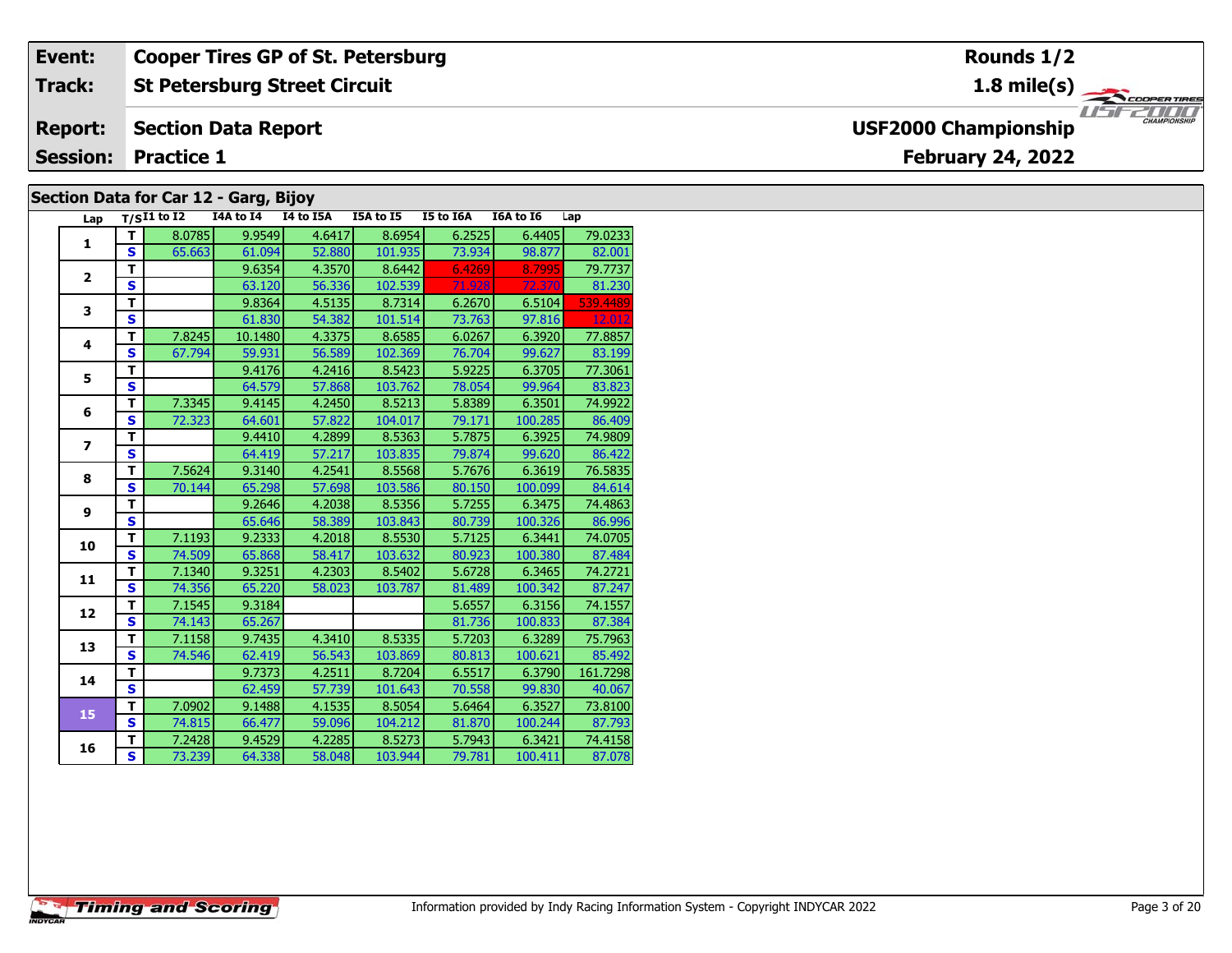| **Event:** | **Cooper Tires GP of St. Petersburg** | **Rounds 1/2** |
|---|---|---|
| **Track:** | **St Petersburg Street Circuit** | **1.8 mile(s)** |
| **Report:** | **Section Data Report** | **USF2000 Championship** |
| **Session:** | **Practice 1** | **February 24, 2022** |

## Section Data for Car 12 - Garg, Bijoy

| Lap | T/S | I1 to I2 | I4A to I4 | I4 to I5A | I5A to I5 | I5 to I6A | I6A to I6 | Lap |
|---|---|---|---|---|---|---|---|---|
| 1 | T | 8.0785 | 9.9549 | 4.6417 | 8.6954 | 6.2525 | 6.4405 | 79.0233 |
| | S | 65.663 | 61.094 | 52.880 | 101.935 | 73.934 | 98.877 | 82.001 |
| 2 | T | | 9.6354 | 4.3570 | 8.6442 | 6.4269 | 8.7995 | 79.7737 |
| | S | | 63.120 | 56.336 | 102.539 | 71.928 | 72.370 | 81.230 |
| 3 | T | | 9.8364 | 4.5135 | 8.7314 | 6.2670 | 6.5104 | 539.4489 |
| | S | | 61.830 | 54.382 | 101.514 | 73.763 | 97.816 | 12.012 |
| 4 | T | 7.8245 | 10.1480 | 4.3375 | 8.6585 | 6.0267 | 6.3920 | 77.8857 |
| | S | 67.794 | 59.931 | 56.589 | 102.369 | 76.704 | 99.627 | 83.199 |
| 5 | T | | 9.4176 | 4.2416 | 8.5423 | 5.9225 | 6.3705 | 77.3061 |
| | S | | 64.579 | 57.868 | 103.762 | 78.054 | 99.964 | 83.823 |
| 6 | T | 7.3345 | 9.4145 | 4.2450 | 8.5213 | 5.8389 | 6.3501 | 74.9922 |
| | S | 72.323 | 64.601 | 57.822 | 104.017 | 79.171 | 100.285 | 86.409 |
| 7 | T | | 9.4410 | 4.2899 | 8.5363 | 5.7875 | 6.3925 | 74.9809 |
| | S | | 64.419 | 57.217 | 103.835 | 79.874 | 99.620 | 86.422 |
| 8 | T | 7.5624 | 9.3140 | 4.2541 | 8.5568 | 5.7676 | 6.3619 | 76.5835 |
| | S | 70.144 | 65.298 | 57.698 | 103.586 | 80.150 | 100.099 | 84.614 |
| 9 | T | | 9.2646 | 4.2038 | 8.5356 | 5.7255 | 6.3475 | 74.4863 |
| | S | | 65.646 | 58.389 | 103.843 | 80.739 | 100.326 | 86.996 |
| 10 | T | 7.1193 | 9.2333 | 4.2018 | 8.5530 | 5.7125 | 6.3441 | 74.0705 |
| | S | 74.509 | 65.868 | 58.417 | 103.632 | 80.923 | 100.380 | 87.484 |
| 11 | T | 7.1340 | 9.3251 | 4.2303 | 8.5402 | 5.6728 | 6.3465 | 74.2721 |
| | S | 74.356 | 65.220 | 58.023 | 103.787 | 81.489 | 100.342 | 87.247 |
| 12 | T | 7.1545 | 9.3184 | | | 5.6557 | 6.3156 | 74.1557 |
| | S | 74.143 | 65.267 | | | 81.736 | 100.833 | 87.384 |
| 13 | T | 7.1158 | 9.7435 | 4.3410 | 8.5335 | 5.7203 | 6.3289 | 75.7963 |
| | S | 74.546 | 62.419 | 56.543 | 103.869 | 80.813 | 100.621 | 85.492 |
| 14 | T | | 9.7373 | 4.2511 | 8.7204 | 6.5517 | 6.3790 | 161.7298 |
| | S | | 62.459 | 57.739 | 101.643 | 70.558 | 99.830 | 40.067 |
| 15 | T | 7.0902 | 9.1488 | 4.1535 | 8.5054 | 5.6464 | 6.3527 | 73.8100 |
| | S | 74.815 | 66.477 | 59.096 | 104.212 | 81.870 | 100.244 | 87.793 |
| 16 | T | 7.2428 | 9.4529 | 4.2285 | 8.5273 | 5.7943 | 6.3421 | 74.4158 |
| | S | 73.239 | 64.338 | 58.048 | 103.944 | 79.781 | 100.411 | 87.078 |

Information provided by Indy Racing Information System - Copyright INDYCAR 2022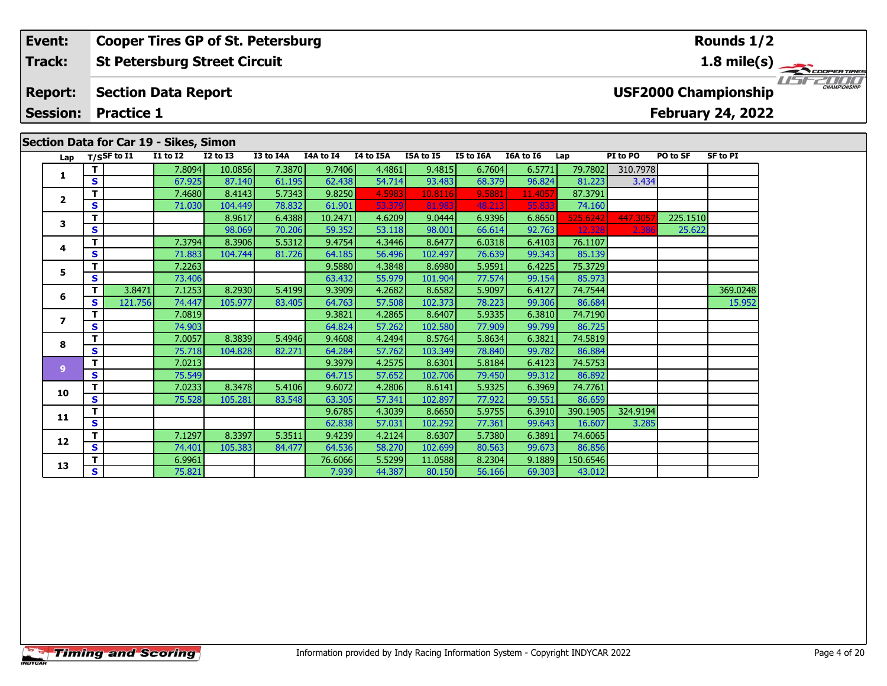| Event: | Cooper Tires GP of St. Petersburg | Rounds 1/2 |
|---|---|---|
| Track: | St Petersburg Street Circuit | 1.8 mile(s) |
| Report: | Section Data Report | USF2000 Championship |
| Session: | Practice 1 | February 24, 2022 |

## Section Data for Car 19 - Sikes, Simon

| Lap | T/S | SF to I1 | I1 to I2 | I2 to I3 | I3 to I4A | I4A to I4 | I4 to I5A | I5A to I5 | I5 to I6A | I6A to I6 | Lap | PI to PO | PO to SF | SF to PI |
|---|---|---|---|---|---|---|---|---|---|---|---|---|---|---|
| 1 | T | | 7.8094 | 10.0856 | 7.3870 | 9.7406 | 4.4861 | 9.4815 | 6.7604 | 6.5771 | 79.7802 | 310.7978 | | |
| | S | | 67.925 | 87.140 | 61.195 | 62.438 | 54.714 | 93.483 | 68.379 | 96.824 | 81.223 | 3.434 | | |
| 2 | T | | 7.4680 | 8.4143 | 5.7343 | 9.8250 | 4.5983 | 10.8116 | 9.5881 | 11.4057 | 87.3791 | | | |
| | S | | 71.030 | 104.449 | 78.832 | 61.901 | 53.379 | 81.983 | 48.213 | 55.833 | 74.160 | | | |
| 3 | T | | | 8.9617 | 6.4388 | 10.2471 | 4.6209 | 9.0444 | 6.9396 | 6.8650 | 525.6242 | 447.3057 | 225.1510 | |
| | S | | | 98.069 | 70.206 | 59.352 | 53.118 | 98.001 | 66.614 | 92.763 | 12.328 | 2.386 | 25.622 | |
| 4 | T | | 7.3794 | 8.3906 | 5.5312 | 9.4754 | 4.3446 | 8.6477 | 6.0318 | 6.4103 | 76.1107 | | | |
| | S | | 71.883 | 104.744 | 81.726 | 64.185 | 56.496 | 102.497 | 76.639 | 99.343 | 85.139 | | | |
| 5 | T | | 7.2263 | | | 9.5880 | 4.3848 | 8.6980 | 5.9591 | 6.4225 | 75.3729 | | | |
| | S | | 73.406 | | | 63.432 | 55.979 | 101.904 | 77.574 | 99.154 | 85.973 | | | |
| 6 | T | 3.8471 | 7.1253 | 8.2930 | 5.4199 | 9.3909 | 4.2682 | 8.6582 | 5.9097 | 6.4127 | 74.7544 | | | 369.0248 |
| | S | 121.756 | 74.447 | 105.977 | 83.405 | 64.763 | 57.508 | 102.373 | 78.223 | 99.306 | 86.684 | | | 15.952 |
| 7 | T | | 7.0819 | | | 9.3821 | 4.2865 | 8.6407 | 5.9335 | 6.3810 | 74.7190 | | | |
| | S | | 74.903 | | | 64.824 | 57.262 | 102.580 | 77.909 | 99.799 | 86.725 | | | |
| 8 | T | | 7.0057 | 8.3839 | 5.4946 | 9.4608 | 4.2494 | 8.5764 | 5.8634 | 6.3821 | 74.5819 | | | |
| | S | | 75.718 | 104.828 | 82.271 | 64.284 | 57.762 | 103.349 | 78.840 | 99.782 | 86.884 | | | |
| 9 | T | | 7.0213 | | | 9.3979 | 4.2575 | 8.6301 | 5.8184 | 6.4123 | 74.5753 | | | |
| | S | | 75.549 | | | 64.715 | 57.652 | 102.706 | 79.450 | 99.312 | 86.892 | | | |
| 10 | T | | 7.0233 | 8.3478 | 5.4106 | 9.6072 | 4.2806 | 8.6141 | 5.9325 | 6.3969 | 74.7761 | | | |
| | S | | 75.528 | 105.281 | 83.548 | 63.305 | 57.341 | 102.897 | 77.922 | 99.551 | 86.659 | | | |
| 11 | T | | | | | 9.6785 | 4.3039 | 8.6650 | 5.9755 | 6.3910 | 390.1905 | 324.9194 | | |
| | S | | | | | 62.838 | 57.031 | 102.292 | 77.361 | 99.643 | 16.607 | 3.285 | | |
| 12 | T | | 7.1297 | 8.3397 | 5.3511 | 9.4239 | 4.2124 | 8.6307 | 5.7380 | 6.3891 | 74.6065 | | | |
| | S | | 74.401 | 105.383 | 84.477 | 64.536 | 58.270 | 102.699 | 80.563 | 99.673 | 86.856 | | | |
| 13 | T | | 6.9961 | | | 76.6066 | 5.5299 | 11.0588 | 8.2304 | 9.1889 | 150.6546 | | | |
| | S | | 75.821 | | | 7.939 | 44.387 | 80.150 | 56.166 | 69.303 | 43.012 | | | |

Information provided by Indy Racing Information System - Copyright INDYCAR 2022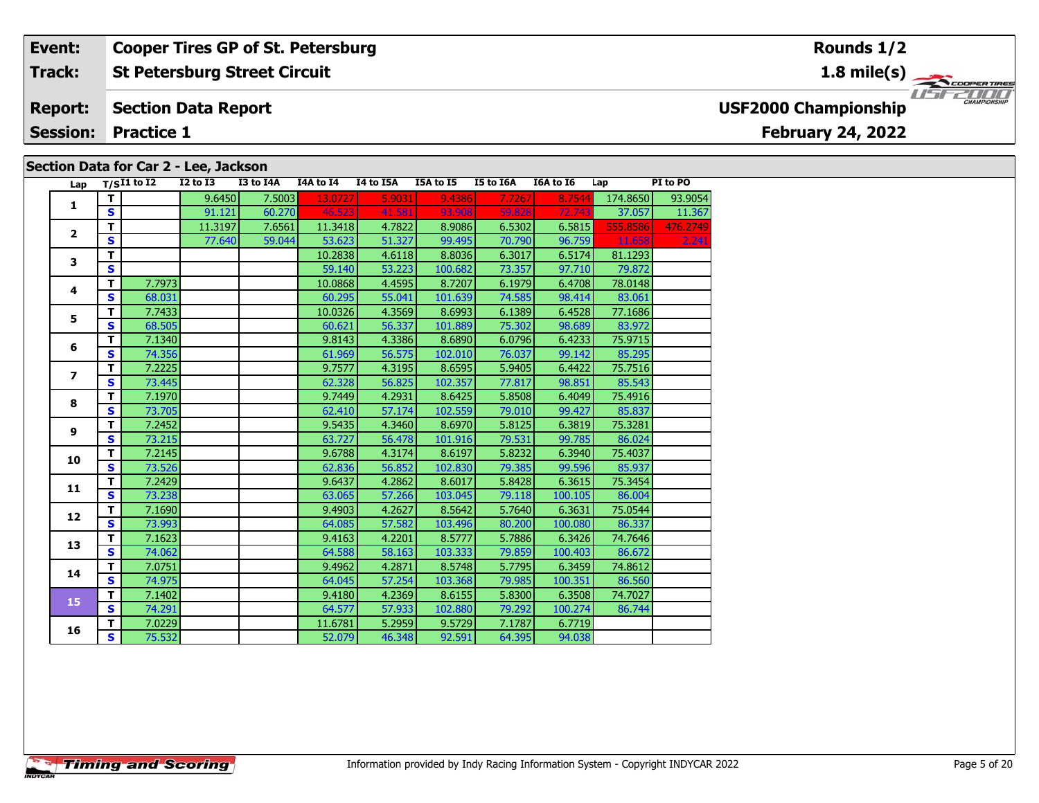| Event: | Cooper Tires GP of St. Petersburg | Rounds 1/2 |
|---|---|---|
| Track: | St Petersburg Street Circuit | 1.8 mile(s) |
| Report: | Section Data Report | USF2000 Championship |
| Session: | Practice 1 | February 24, 2022 |

## Section Data for Car 2 - Lee, Jackson

| Lap | T/S | I1 to I2 | I2 to I3 | I3 to I4A | I4A to I4 | I4 to I5A | I5A to I5 | I5 to I6A | I6A to I6 | Lap | PI to PO |
|---|---|---|---|---|---|---|---|---|---|---|---|
| 1 | T | | 9.6450 | 7.5003 | 13.0727 | 5.9031 | 9.4386 | 7.7267 | 8.7544 | 174.8650 | 93.9054 |
| | S | | 91.121 | 60.270 | 46.523 | 41.581 | 93.908 | 59.828 | 72.743 | 37.057 | 11.367 |
| 2 | T | | 11.3197 | 7.6561 | 11.3418 | 4.7822 | 8.9086 | 6.5302 | 6.5815 | 555.8586 | 476.2749 |
| | S | | 77.640 | 59.044 | 53.623 | 51.327 | 99.495 | 70.790 | 96.759 | 11.658 | 2.241 |
| 3 | T | | | | 10.2838 | 4.6118 | 8.8036 | 6.3017 | 6.5174 | 81.1293 | |
| | S | | | | 59.140 | 53.223 | 100.682 | 73.357 | 97.710 | 79.872 | |
| 4 | T | 7.7973 | | | 10.0868 | 4.4595 | 8.7207 | 6.1979 | 6.4708 | 78.0148 | |
| | S | 68.031 | | | 60.295 | 55.041 | 101.639 | 74.585 | 98.414 | 83.061 | |
| 5 | T | 7.7433 | | | 10.0326 | 4.3569 | 8.6993 | 6.1389 | 6.4528 | 77.1686 | |
| | S | 68.505 | | | 60.621 | 56.337 | 101.889 | 75.302 | 98.689 | 83.972 | |
| 6 | T | 7.1340 | | | 9.8143 | 4.3386 | 8.6890 | 6.0796 | 6.4233 | 75.9715 | |
| | S | 74.356 | | | 61.969 | 56.575 | 102.010 | 76.037 | 99.142 | 85.295 | |
| 7 | T | 7.2225 | | | 9.7577 | 4.3195 | 8.6595 | 5.9405 | 6.4422 | 75.7516 | |
| | S | 73.445 | | | 62.328 | 56.825 | 102.357 | 77.817 | 98.851 | 85.543 | |
| 8 | T | 7.1970 | | | 9.7449 | 4.2931 | 8.6425 | 5.8508 | 6.4049 | 75.4916 | |
| | S | 73.705 | | | 62.410 | 57.174 | 102.559 | 79.010 | 99.427 | 85.837 | |
| 9 | T | 7.2452 | | | 9.5435 | 4.3460 | 8.6970 | 5.8125 | 6.3819 | 75.3281 | |
| | S | 73.215 | | | 63.727 | 56.478 | 101.916 | 79.531 | 99.785 | 86.024 | |
| 10 | T | 7.2145 | | | 9.6788 | 4.3174 | 8.6197 | 5.8232 | 6.3940 | 75.4037 | |
| | S | 73.526 | | | 62.836 | 56.852 | 102.830 | 79.385 | 99.596 | 85.937 | |
| 11 | T | 7.2429 | | | 9.6437 | 4.2862 | 8.6017 | 5.8428 | 6.3615 | 75.3454 | |
| | S | 73.238 | | | 63.065 | 57.266 | 103.045 | 79.118 | 100.105 | 86.004 | |
| 12 | T | 7.1690 | | | 9.4903 | 4.2627 | 8.5642 | 5.7640 | 6.3631 | 75.0544 | |
| | S | 73.993 | | | 64.085 | 57.582 | 103.496 | 80.200 | 100.080 | 86.337 | |
| 13 | T | 7.1623 | | | 9.4163 | 4.2201 | 8.5777 | 5.7886 | 6.3426 | 74.7646 | |
| | S | 74.062 | | | 64.588 | 58.163 | 103.333 | 79.859 | 100.403 | 86.672 | |
| 14 | T | 7.0751 | | | 9.4962 | 4.2871 | 8.5748 | 5.7795 | 6.3459 | 74.8612 | |
| | S | 74.975 | | | 64.045 | 57.254 | 103.368 | 79.985 | 100.351 | 86.560 | |
| 15 | T | 7.1402 | | | 9.4180 | 4.2369 | 8.6155 | 5.8300 | 6.3508 | 74.7027 | |
| | S | 74.291 | | | 64.577 | 57.933 | 102.880 | 79.292 | 100.274 | 86.744 | |
| 16 | T | 7.0229 | | | 11.6781 | 5.2959 | 9.5729 | 7.1787 | 6.7719 | | |
| | S | 75.532 | | | 52.079 | 46.348 | 92.591 | 64.395 | 94.038 | | |

Information provided by Indy Racing Information System - Copyright INDYCAR 2022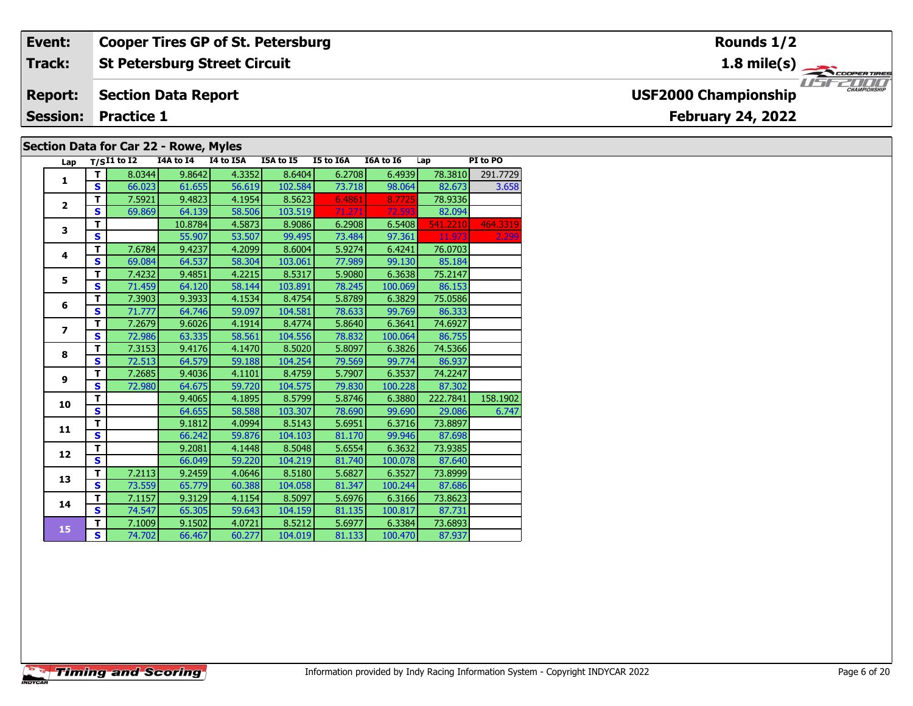| Event: | Cooper Tires GP of St. Petersburg | Rounds 1/2 |
|---|---|---|
| Track: | St Petersburg Street Circuit | 1.8 mile(s) |
| Report: | Section Data Report | USF2000 Championship |
| Session: | Practice 1 | February 24, 2022 |

## Section Data for Car 22 - Rowe, Myles

| Lap | T/S | I1 to I2 | I4A to I4 | I4 to I5A | I5A to I5 | I5 to I6A | I6A to I6 | Lap | PI to PO |
|---|---|---|---|---|---|---|---|---|---|
| 1 | T | 8.0344 | 9.8642 | 4.3352 | 8.6404 | 6.2708 | 6.4939 | 78.3810 | 291.7729 |
| | S | 66.023 | 61.655 | 56.619 | 102.584 | 73.718 | 98.064 | 82.673 | 3.658 |
| 2 | T | 7.5921 | 9.4823 | 4.1954 | 8.5623 | 6.4861 | 8.7725 | 78.9336 | |
| | S | 69.869 | 64.139 | 58.506 | 103.519 | 71.271 | 72.593 | 82.094 | |
| 3 | T | | 10.8784 | 4.5873 | 8.9086 | 6.2908 | 6.5408 | 541.2210 | 464.3319 |
| | S | | 55.907 | 53.507 | 99.495 | 73.484 | 97.361 | 11.973 | 2.299 |
| 4 | T | 7.6784 | 9.4237 | 4.2099 | 8.6004 | 5.9274 | 6.4241 | 76.0703 | |
| | S | 69.084 | 64.537 | 58.304 | 103.061 | 77.989 | 99.130 | 85.184 | |
| 5 | T | 7.4232 | 9.4851 | 4.2215 | 8.5317 | 5.9080 | 6.3638 | 75.2147 | |
| | S | 71.459 | 64.120 | 58.144 | 103.891 | 78.245 | 100.069 | 86.153 | |
| 6 | T | 7.3903 | 9.3933 | 4.1534 | 8.4754 | 5.8789 | 6.3829 | 75.0586 | |
| | S | 71.777 | 64.746 | 59.097 | 104.581 | 78.633 | 99.769 | 86.333 | |
| 7 | T | 7.2679 | 9.6026 | 4.1914 | 8.4774 | 5.8640 | 6.3641 | 74.6927 | |
| | S | 72.986 | 63.335 | 58.561 | 104.556 | 78.832 | 100.064 | 86.755 | |
| 8 | T | 7.3153 | 9.4176 | 4.1470 | 8.5020 | 5.8097 | 6.3826 | 74.5366 | |
| | S | 72.513 | 64.579 | 59.188 | 104.254 | 79.569 | 99.774 | 86.937 | |
| 9 | T | 7.2685 | 9.4036 | 4.1101 | 8.4759 | 5.7907 | 6.3537 | 74.2247 | |
| | S | 72.980 | 64.675 | 59.720 | 104.575 | 79.830 | 100.228 | 87.302 | |
| 10 | T | | 9.4065 | 4.1895 | 8.5799 | 5.8746 | 6.3880 | 222.7841 | 158.1902 |
| | S | | 64.655 | 58.588 | 103.307 | 78.690 | 99.690 | 29.086 | 6.747 |
| 11 | T | | 9.1812 | 4.0994 | 8.5143 | 5.6951 | 6.3716 | 73.8897 | |
| | S | | 66.242 | 59.876 | 104.103 | 81.170 | 99.946 | 87.698 | |
| 12 | T | | 9.2081 | 4.1448 | 8.5048 | 5.6554 | 6.3632 | 73.9385 | |
| | S | | 66.049 | 59.220 | 104.219 | 81.740 | 100.078 | 87.640 | |
| 13 | T | 7.2113 | 9.2459 | 4.0646 | 8.5180 | 5.6827 | 6.3527 | 73.8999 | |
| | S | 73.559 | 65.779 | 60.388 | 104.058 | 81.347 | 100.244 | 87.686 | |
| 14 | T | 7.1157 | 9.3129 | 4.1154 | 8.5097 | 5.6976 | 6.3166 | 73.8623 | |
| | S | 74.547 | 65.305 | 59.643 | 104.159 | 81.135 | 100.817 | 87.731 | |
| 15 | T | 7.1009 | 9.1502 | 4.0721 | 8.5212 | 5.6977 | 6.3384 | 73.6893 | |
| | S | 74.702 | 66.467 | 60.277 | 104.019 | 81.133 | 100.470 | 87.937 | |

Information provided by Indy Racing Information System - Copyright INDYCAR 2022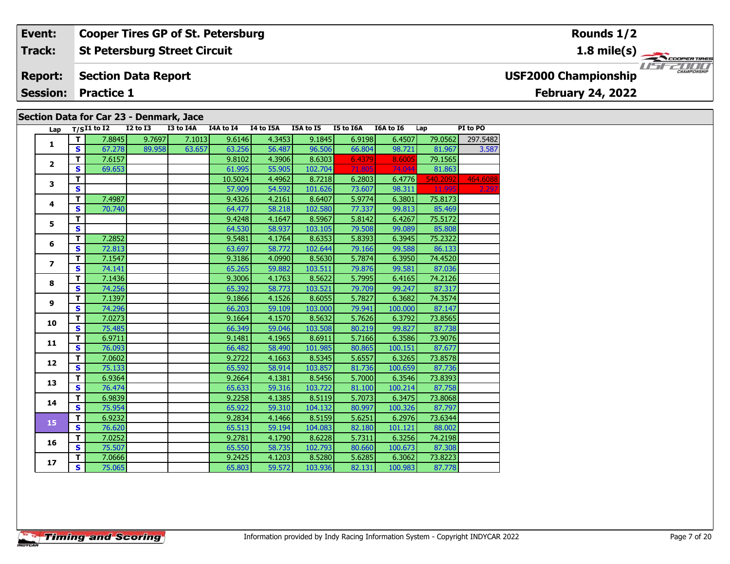| Event: | Cooper Tires GP of St. Petersburg | Rounds 1/2 |
|---|---|---|
| Track: | St Petersburg Street Circuit | 1.8 mile(s) |
| Report: | Section Data Report | USF2000 Championship |
| Session: | Practice 1 | February 24, 2022 |

## Section Data for Car 23 - Denmark, Jace

| Lap | T/S | I1 to I2 | I2 to I3 | I3 to I4A | I4A to I4 | I4 to I5A | I5A to I5 | I5 to I6A | I6A to I6 | Lap | PI to PO |
|---|---|---|---|---|---|---|---|---|---|---|---|
| 1 | T | 7.8845 | 9.7697 | 7.1013 | 9.6146 | 4.3453 | 9.1845 | 6.9198 | 6.4507 | 79.0562 | 297.5482 |
| | S | 67.278 | 89.958 | 63.657 | 63.256 | 56.487 | 96.506 | 66.804 | 98.721 | 81.967 | 3.587 |
| 2 | T | 7.6157 | | | 9.8102 | 4.3906 | 8.6303 | 6.4379 | 8.6005 | 79.1565 | |
| | S | 69.653 | | | 61.995 | 55.905 | 102.704 | 71.805 | 74.044 | 81.863 | |
| 3 | T | | | | 10.5024 | 4.4962 | 8.7218 | 6.2803 | 6.4776 | 540.2092 | 464.6088 |
| | S | | | | 57.909 | 54.592 | 101.626 | 73.607 | 98.311 | 11.995 | 2.297 |
| 4 | T | 7.4987 | | | 9.4326 | 4.2161 | 8.6407 | 5.9774 | 6.3801 | 75.8173 | |
| | S | 70.740 | | | 64.477 | 58.218 | 102.580 | 77.337 | 99.813 | 85.469 | |
| 5 | T | | | | 9.4248 | 4.1647 | 8.5967 | 5.8142 | 6.4267 | 75.5172 | |
| | S | | | | 64.530 | 58.937 | 103.105 | 79.508 | 99.089 | 85.808 | |
| 6 | T | 7.2852 | | | 9.5481 | 4.1764 | 8.6353 | 5.8393 | 6.3945 | 75.2322 | |
| | S | 72.813 | | | 63.697 | 58.772 | 102.644 | 79.166 | 99.588 | 86.133 | |
| 7 | T | 7.1547 | | | 9.3186 | 4.0990 | 8.5630 | 5.7874 | 6.3950 | 74.4520 | |
| | S | 74.141 | | | 65.265 | 59.882 | 103.511 | 79.876 | 99.581 | 87.036 | |
| 8 | T | 7.1436 | | | 9.3006 | 4.1763 | 8.5622 | 5.7995 | 6.4165 | 74.2126 | |
| | S | 74.256 | | | 65.392 | 58.773 | 103.521 | 79.709 | 99.247 | 87.317 | |
| 9 | T | 7.1397 | | | 9.1866 | 4.1526 | 8.6055 | 5.7827 | 6.3682 | 74.3574 | |
| | S | 74.296 | | | 66.203 | 59.109 | 103.000 | 79.941 | 100.000 | 87.147 | |
| 10 | T | 7.0273 | | | 9.1664 | 4.1570 | 8.5632 | 5.7626 | 6.3792 | 73.8565 | |
| | S | 75.485 | | | 66.349 | 59.046 | 103.508 | 80.219 | 99.827 | 87.738 | |
| 11 | T | 6.9711 | | | 9.1481 | 4.1965 | 8.6911 | 5.7166 | 6.3586 | 73.9076 | |
| | S | 76.093 | | | 66.482 | 58.490 | 101.985 | 80.865 | 100.151 | 87.677 | |
| 12 | T | 7.0602 | | | 9.2722 | 4.1663 | 8.5345 | 5.6557 | 6.3265 | 73.8578 | |
| | S | 75.133 | | | 65.592 | 58.914 | 103.857 | 81.736 | 100.659 | 87.736 | |
| 13 | T | 6.9364 | | | 9.2664 | 4.1381 | 8.5456 | 5.7000 | 6.3546 | 73.8393 | |
| | S | 76.474 | | | 65.633 | 59.316 | 103.722 | 81.100 | 100.214 | 87.758 | |
| 14 | T | 6.9839 | | | 9.2258 | 4.1385 | 8.5119 | 5.7073 | 6.3475 | 73.8068 | |
| | S | 75.954 | | | 65.922 | 59.310 | 104.132 | 80.997 | 100.326 | 87.797 | |
| 15 | T | 6.9232 | | | 9.2834 | 4.1466 | 8.5159 | 5.6251 | 6.2976 | 73.6344 | |
| | S | 76.620 | | | 65.513 | 59.194 | 104.083 | 82.180 | 101.121 | 88.002 | |
| 16 | T | 7.0252 | | | 9.2781 | 4.1790 | 8.6228 | 5.7311 | 6.3256 | 74.2198 | |
| | S | 75.507 | | | 65.550 | 58.735 | 102.793 | 80.660 | 100.673 | 87.308 | |
| 17 | T | 7.0666 | | | 9.2425 | 4.1203 | 8.5280 | 5.6285 | 6.3062 | 73.8223 | |
| | S | 75.065 | | | 65.803 | 59.572 | 103.936 | 82.131 | 100.983 | 87.778 | |

Information provided by Indy Racing Information System - Copyright INDYCAR 2022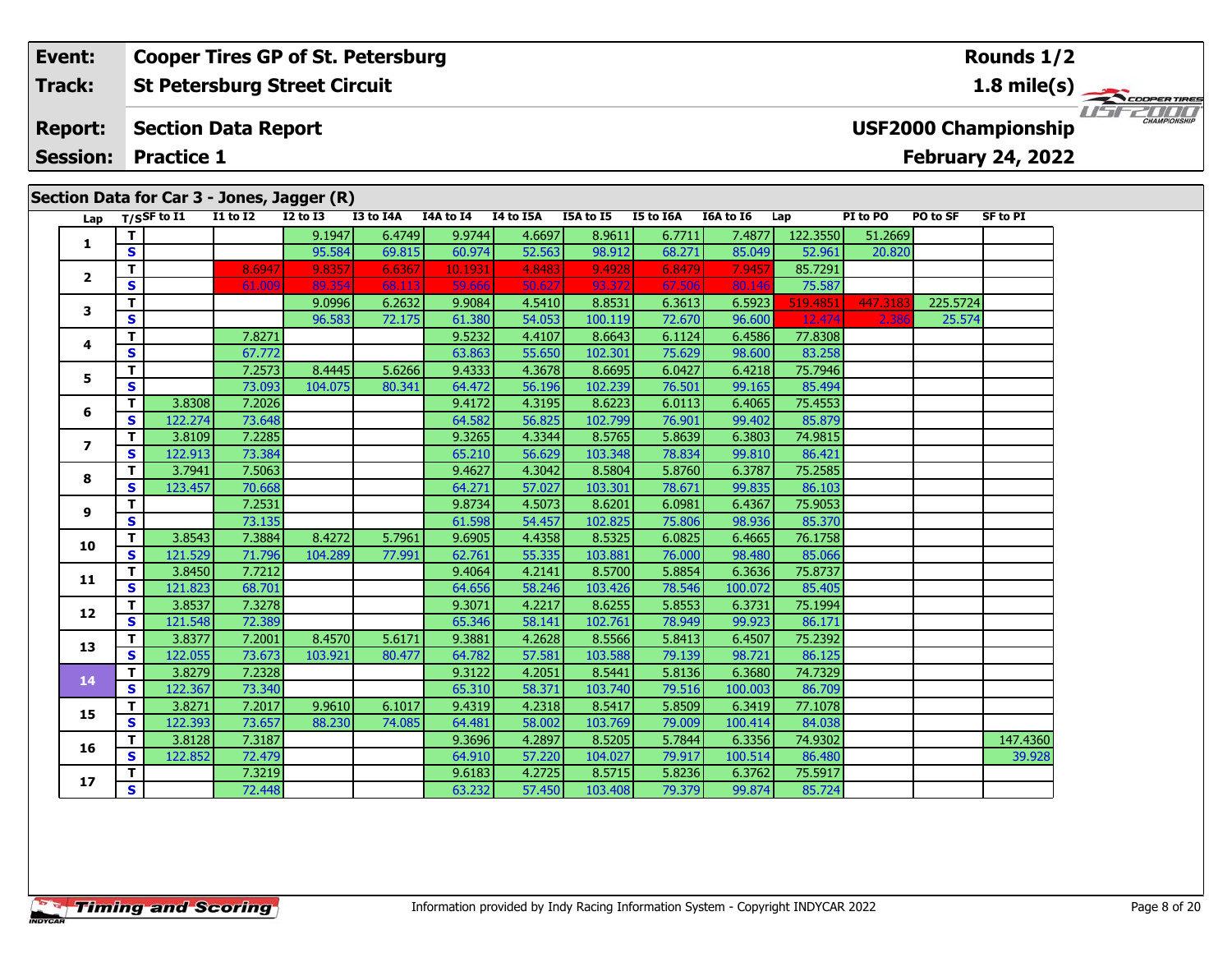| Event: | Cooper Tires GP of St. Petersburg | Rounds 1/2 |
|---|---|---|
| Track: | St Petersburg Street Circuit | 1.8 mile(s) |
| Report: | Section Data Report | USF2000 Championship |
| Session: | Practice 1 | February 24, 2022 |

## Section Data for Car 3 - Jones, Jagger (R)

| Lap | T/S | SF to I1 | I1 to I2 | I2 to I3 | I3 to I4A | I4A to I4 | I4 to I5A | I5A to I5 | I5 to I6A | I6A to I6 | Lap | PI to PO | PO to SF | SF to PI |
|---|---|---|---|---|---|---|---|---|---|---|---|---|---|---|
| 1 | T | | | 9.1947 | 6.4749 | 9.9744 | 4.6697 | 8.9611 | 6.7711 | 7.4877 | 122.3550 | 51.2669 | | |
| | S | | | 95.584 | 69.815 | 60.974 | 52.563 | 98.912 | 68.271 | 85.049 | 52.961 | 20.820 | | |
| 2 | T | | 8.6947 | 9.8357 | 6.6367 | 10.1931 | 4.8483 | 9.4928 | 6.8479 | 7.9457 | 85.7291 | | | |
| | S | | 61.009 | 89.354 | 68.113 | 59.666 | 50.627 | 93.372 | 67.506 | 80.146 | 75.587 | | | |
| 3 | T | | | 9.0996 | 6.2632 | 9.9084 | 4.5410 | 8.8531 | 6.3613 | 6.5923 | 519.4851 | 447.3183 | 225.5724 | |
| | S | | | 96.583 | 72.175 | 61.380 | 54.053 | 100.119 | 72.670 | 96.600 | 12.474 | 2.386 | 25.574 | |
| 4 | T | | 7.8271 | | | 9.5232 | 4.4107 | 8.6643 | 6.1124 | 6.4586 | 77.8308 | | | |
| | S | | 67.772 | | | 63.863 | 55.650 | 102.301 | 75.629 | 98.600 | 83.258 | | | |
| 5 | T | | 7.2573 | 8.4445 | 5.6266 | 9.4333 | 4.3678 | 8.6695 | 6.0427 | 6.4218 | 75.7946 | | | |
| | S | | 73.093 | 104.075 | 80.341 | 64.472 | 56.196 | 102.239 | 76.501 | 99.165 | 85.494 | | | |
| 6 | T | 3.8308 | 7.2026 | | | 9.4172 | 4.3195 | 8.6223 | 6.0113 | 6.4065 | 75.4553 | | | |
| | S | 122.274 | 73.648 | | | 64.582 | 56.825 | 102.799 | 76.901 | 99.402 | 85.879 | | | |
| 7 | T | 3.8109 | 7.2285 | | | 9.3265 | 4.3344 | 8.5765 | 5.8639 | 6.3803 | 74.9815 | | | |
| | S | 122.913 | 73.384 | | | 65.210 | 56.629 | 103.348 | 78.834 | 99.810 | 86.421 | | | |
| 8 | T | 3.7941 | 7.5063 | | | 9.4627 | 4.3042 | 8.5804 | 5.8760 | 6.3787 | 75.2585 | | | |
| | S | 123.457 | 70.668 | | | 64.271 | 57.027 | 103.301 | 78.671 | 99.835 | 86.103 | | | |
| 9 | T | | 7.2531 | | | 9.8734 | 4.5073 | 8.6201 | 6.0981 | 6.4367 | 75.9053 | | | |
| | S | | 73.135 | | | 61.598 | 54.457 | 102.825 | 75.806 | 98.936 | 85.370 | | | |
| 10 | T | 3.8543 | 7.3884 | 8.4272 | 5.7961 | 9.6905 | 4.4358 | 8.5325 | 6.0825 | 6.4665 | 76.1758 | | | |
| | S | 121.529 | 71.796 | 104.289 | 77.991 | 62.761 | 55.335 | 103.881 | 76.000 | 98.480 | 85.066 | | | |
| 11 | T | 3.8450 | 7.7212 | | | 9.4064 | 4.2141 | 8.5700 | 5.8854 | 6.3636 | 75.8737 | | | |
| | S | 121.823 | 68.701 | | | 64.656 | 58.246 | 103.426 | 78.546 | 100.072 | 85.405 | | | |
| 12 | T | 3.8537 | 7.3278 | | | 9.3071 | 4.2217 | 8.6255 | 5.8553 | 6.3731 | 75.1994 | | | |
| | S | 121.548 | 72.389 | | | 65.346 | 58.141 | 102.761 | 78.949 | 99.923 | 86.171 | | | |
| 13 | T | 3.8377 | 7.2001 | 8.4570 | 5.6171 | 9.3881 | 4.2628 | 8.5566 | 5.8413 | 6.4507 | 75.2392 | | | |
| | S | 122.055 | 73.673 | 103.921 | 80.477 | 64.782 | 57.581 | 103.588 | 79.139 | 98.721 | 86.125 | | | |
| 14 | T | 3.8279 | 7.2328 | | | 9.3122 | 4.2051 | 8.5441 | 5.8136 | 6.3680 | 74.7329 | | | |
| | S | 122.367 | 73.340 | | | 65.310 | 58.371 | 103.740 | 79.516 | 100.003 | 86.709 | | | |
| 15 | T | 3.8271 | 7.2017 | 9.9610 | 6.1017 | 9.4319 | 4.2318 | 8.5417 | 5.8509 | 6.3419 | 77.1078 | | | |
| | S | 122.393 | 73.657 | 88.230 | 74.085 | 64.481 | 58.002 | 103.769 | 79.009 | 100.414 | 84.038 | | | |
| 16 | T | 3.8128 | 7.3187 | | | 9.3696 | 4.2897 | 8.5205 | 5.7844 | 6.3356 | 74.9302 | | | 147.4360 |
| | S | 122.852 | 72.479 | | | 64.910 | 57.220 | 104.027 | 79.917 | 100.514 | 86.480 | | | 39.928 |
| 17 | T | | 7.3219 | | | 9.6183 | 4.2725 | 8.5715 | 5.8236 | 6.3762 | 75.5917 | | | |
| | S | | 72.448 | | | 63.232 | 57.450 | 103.408 | 79.379 | 99.874 | 85.724 | | | |

Information provided by Indy Racing Information System - Copyright INDYCAR 2022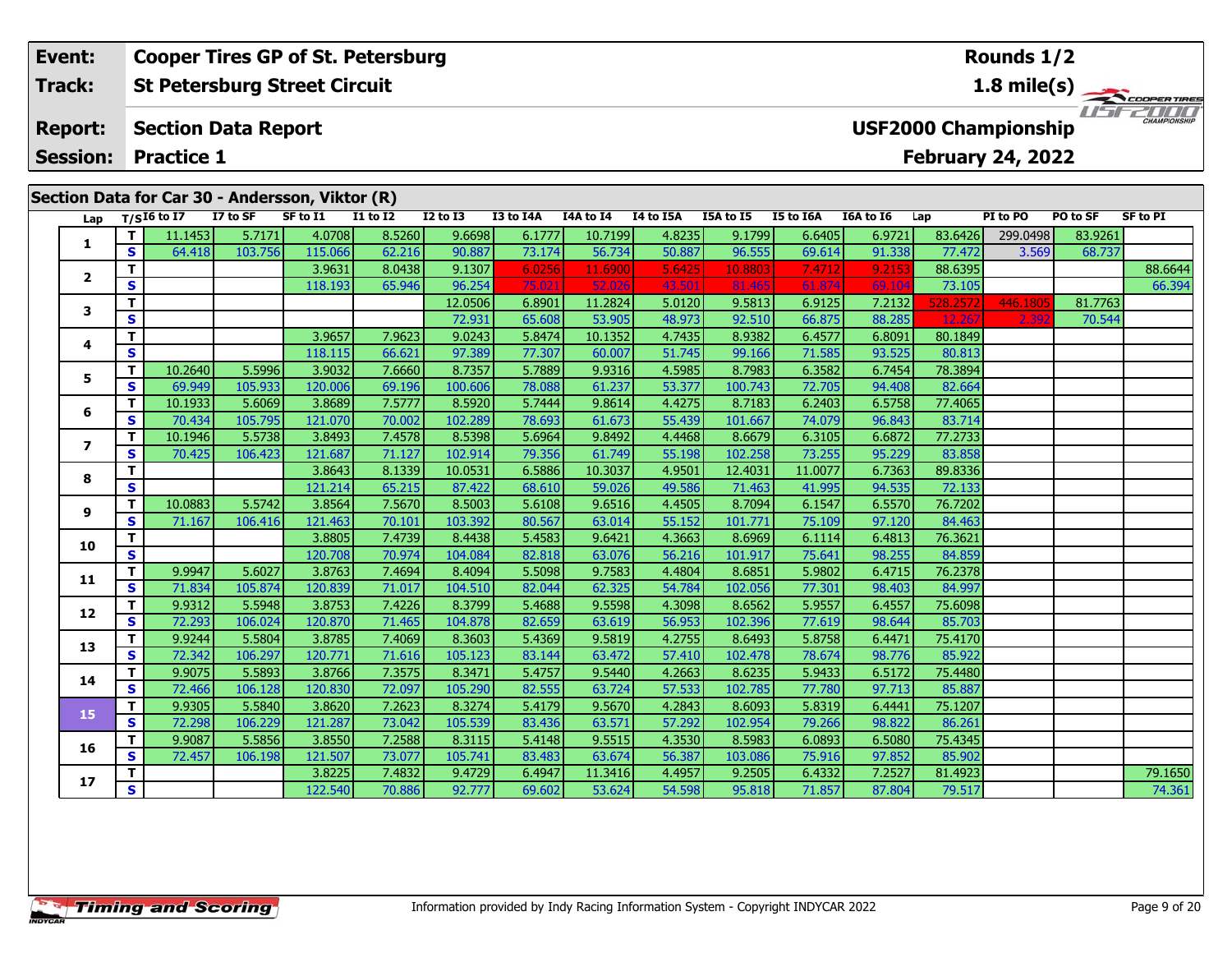| Event: | Cooper Tires GP of St. Petersburg | Rounds 1/2 |
|---|---|---|
| Track: | St Petersburg Street Circuit | 1.8 mile(s) |
| Report: | Section Data Report | USF2000 Championship |
| Session: | Practice 1 | February 24, 2022 |

## Section Data for Car 30 - Andersson, Viktor (R)

| Lap | T/S | I6 to I7 | I7 to SF | SF to I1 | I1 to I2 | I2 to I3 | I3 to I4A | I4A to I4 | I4 to I5A | I5A to I5 | I5 to I6A | I6A to I6 | Lap | PI to PO | PO to SF | SF to PI |
|---|---|---|---|---|---|---|---|---|---|---|---|---|---|---|---|---|
| 1 | T | 11.1453 | 5.7171 | 4.0708 | 8.5260 | 9.6698 | 6.1777 | 10.7199 | 4.8235 | 9.1799 | 6.6405 | 6.9721 | 83.6426 | 299.0498 | 83.9261 | |
| | S | 64.418 | 103.756 | 115.066 | 62.216 | 90.887 | 73.174 | 56.734 | 50.887 | 96.555 | 69.614 | 91.338 | 77.472 | 3.569 | 68.737 | |
| 2 | T | | | 3.9631 | 8.0438 | 9.1307 | 6.0256 | 11.6900 | 5.6425 | 10.8803 | 7.4712 | 9.2153 | 88.6395 | | | 88.6644 |
| | S | | | 118.193 | 65.946 | 96.254 | 75.021 | 52.026 | 43.501 | 81.465 | 61.874 | 69.104 | 73.105 | | | 66.394 |
| 3 | T | | | | | 12.0506 | 6.8901 | 11.2824 | 5.0120 | 9.5813 | 6.9125 | 7.2132 | 528.2572 | 446.1805 | 81.7763 | |
| | S | | | | | 72.931 | 65.608 | 53.905 | 48.973 | 92.510 | 66.875 | 88.285 | 12.267 | 2.392 | 70.544 | |
| 4 | T | | | 3.9657 | 7.9623 | 9.0243 | 5.8474 | 10.1352 | 4.7435 | 8.9382 | 6.4577 | 6.8091 | 80.1849 | | | |
| | S | | | 118.115 | 66.621 | 97.389 | 77.307 | 60.007 | 51.745 | 99.166 | 71.585 | 93.525 | 80.813 | | | |
| 5 | T | 10.2640 | 5.5996 | 3.9032 | 7.6660 | 8.7357 | 5.7889 | 9.9316 | 4.5985 | 8.7983 | 6.3582 | 6.7454 | 78.3894 | | | |
| | S | 69.949 | 105.933 | 120.006 | 69.196 | 100.606 | 78.088 | 61.237 | 53.377 | 100.743 | 72.705 | 94.408 | 82.664 | | | |
| 6 | T | 10.1933 | 5.6069 | 3.8689 | 7.5777 | 8.5920 | 5.7444 | 9.8614 | 4.4275 | 8.7183 | 6.2403 | 6.5758 | 77.4065 | | | |
| | S | 70.434 | 105.795 | 121.070 | 70.002 | 102.289 | 78.693 | 61.673 | 55.439 | 101.667 | 74.079 | 96.843 | 83.714 | | | |
| 7 | T | 10.1946 | 5.5738 | 3.8493 | 7.4578 | 8.5398 | 5.6964 | 9.8492 | 4.4468 | 8.6679 | 6.3105 | 6.6872 | 77.2733 | | | |
| | S | 70.425 | 106.423 | 121.687 | 71.127 | 102.914 | 79.356 | 61.749 | 55.198 | 102.258 | 73.255 | 95.229 | 83.858 | | | |
| 8 | T | | | 3.8643 | 8.1339 | 10.0531 | 6.5886 | 10.3037 | 4.9501 | 12.4031 | 11.0077 | 6.7363 | 89.8336 | | | |
| | S | | | 121.214 | 65.215 | 87.422 | 68.610 | 59.026 | 49.586 | 71.463 | 41.995 | 94.535 | 72.133 | | | |
| 9 | T | 10.0883 | 5.5742 | 3.8564 | 7.5670 | 8.5003 | 5.6108 | 9.6516 | 4.4505 | 8.7094 | 6.1547 | 6.5570 | 76.7202 | | | |
| | S | 71.167 | 106.416 | 121.463 | 70.101 | 103.392 | 80.567 | 63.014 | 55.152 | 101.771 | 75.109 | 97.120 | 84.463 | | | |
| 10 | T | | | 3.8805 | 7.4739 | 8.4438 | 5.4583 | 9.6421 | 4.3663 | 8.6969 | 6.1114 | 6.4813 | 76.3621 | | | |
| | S | | | 120.708 | 70.974 | 104.084 | 82.818 | 63.076 | 56.216 | 101.917 | 75.641 | 98.255 | 84.859 | | | |
| 11 | T | 9.9947 | 5.6027 | 3.8763 | 7.4694 | 8.4094 | 5.5098 | 9.7583 | 4.4804 | 8.6851 | 5.9802 | 6.4715 | 76.2378 | | | |
| | S | 71.834 | 105.874 | 120.839 | 71.017 | 104.510 | 82.044 | 62.325 | 54.784 | 102.056 | 77.301 | 98.403 | 84.997 | | | |
| 12 | T | 9.9312 | 5.5948 | 3.8753 | 7.4226 | 8.3799 | 5.4688 | 9.5598 | 4.3098 | 8.6562 | 5.9557 | 6.4557 | 75.6098 | | | |
| | S | 72.293 | 106.024 | 120.870 | 71.465 | 104.878 | 82.659 | 63.619 | 56.953 | 102.396 | 77.619 | 98.644 | 85.703 | | | |
| 13 | T | 9.9244 | 5.5804 | 3.8785 | 7.4069 | 8.3603 | 5.4369 | 9.5819 | 4.2755 | 8.6493 | 5.8758 | 6.4471 | 75.4170 | | | |
| | S | 72.342 | 106.297 | 120.771 | 71.616 | 105.123 | 83.144 | 63.472 | 57.410 | 102.478 | 78.674 | 98.776 | 85.922 | | | |
| 14 | T | 9.9075 | 5.5893 | 3.8766 | 7.3575 | 8.3471 | 5.4757 | 9.5440 | 4.2663 | 8.6235 | 5.9433 | 6.5172 | 75.4480 | | | |
| | S | 72.466 | 106.128 | 120.830 | 72.097 | 105.290 | 82.555 | 63.724 | 57.533 | 102.785 | 77.780 | 97.713 | 85.887 | | | |
| 15 | T | 9.9305 | 5.5840 | 3.8620 | 7.2623 | 8.3274 | 5.4179 | 9.5670 | 4.2843 | 8.6093 | 5.8319 | 6.4441 | 75.1207 | | | |
| | S | 72.298 | 106.229 | 121.287 | 73.042 | 105.539 | 83.436 | 63.571 | 57.292 | 102.954 | 79.266 | 98.822 | 86.261 | | | |
| 16 | T | 9.9087 | 5.5856 | 3.8550 | 7.2588 | 8.3115 | 5.4148 | 9.5515 | 4.3530 | 8.5983 | 6.0893 | 6.5080 | 75.4345 | | | |
| | S | 72.457 | 106.198 | 121.507 | 73.077 | 105.741 | 83.483 | 63.674 | 56.387 | 103.086 | 75.916 | 97.852 | 85.902 | | | |
| 17 | T | | | 3.8225 | 7.4832 | 9.4729 | 6.4947 | 11.3416 | 4.4957 | 9.2505 | 6.4332 | 7.2527 | 81.4923 | | | 79.1650 |
| | S | | | 122.540 | 70.886 | 92.777 | 69.602 | 53.624 | 54.598 | 95.818 | 71.857 | 87.804 | 79.517 | | | 74.361 |

Information provided by Indy Racing Information System - Copyright INDYCAR 2022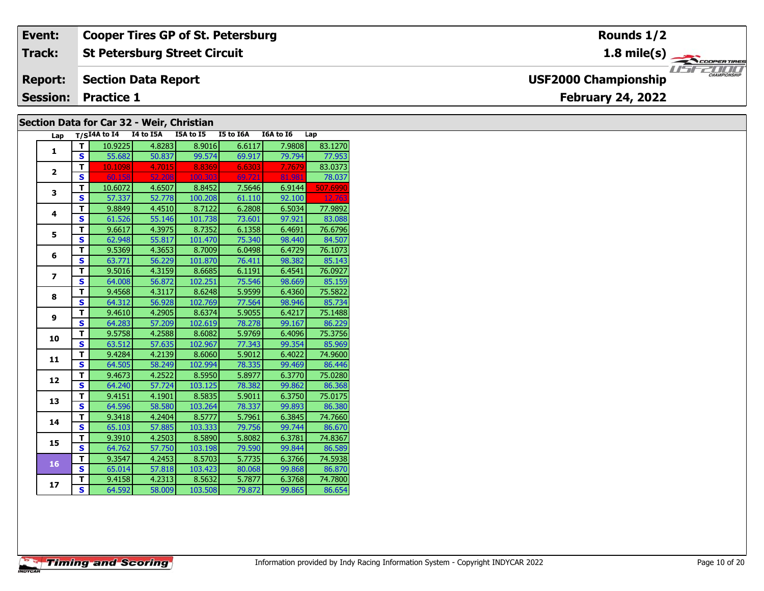| Event: | Cooper Tires GP of St. Petersburg | Rounds 1/2 |
|---|---|---|
| Track: | St Petersburg Street Circuit | 1.8 mile(s) |
| Report: | Section Data Report | USF2000 Championship |
| Session: | Practice 1 | February 24, 2022 |

## Section Data for Car 32 - Weir, Christian

| Lap | T/S | I4A to I4 | I4 to I5A | I5A to I5 | I5 to I6A | I6A to I6 | Lap |
|---|---|---|---|---|---|---|---|
| 1 | T | 10.9225 | 4.8283 | 8.9016 | 6.6117 | 7.9808 | 83.1270 |
| | S | 55.682 | 50.837 | 99.574 | 69.917 | 79.794 | 77.953 |
| 2 | T | 10.1098 | 4.7015 | 8.8369 | 6.6303 | 7.7679 | 83.0373 |
| | S | 60.158 | 52.208 | 100.303 | 69.721 | 81.981 | 78.037 |
| 3 | T | 10.6072 | 4.6507 | 8.8452 | 7.5646 | 6.9144 | 507.6990 |
| | S | 57.337 | 52.778 | 100.208 | 61.110 | 92.100 | 12.763 |
| 4 | T | 9.8849 | 4.4510 | 8.7122 | 6.2808 | 6.5034 | 77.9892 |
| | S | 61.526 | 55.146 | 101.738 | 73.601 | 97.921 | 83.088 |
| 5 | T | 9.6617 | 4.3975 | 8.7352 | 6.1358 | 6.4691 | 76.6796 |
| | S | 62.948 | 55.817 | 101.470 | 75.340 | 98.440 | 84.507 |
| 6 | T | 9.5369 | 4.3653 | 8.7009 | 6.0498 | 6.4729 | 76.1073 |
| | S | 63.771 | 56.229 | 101.870 | 76.411 | 98.382 | 85.143 |
| 7 | T | 9.5016 | 4.3159 | 8.6685 | 6.1191 | 6.4541 | 76.0927 |
| | S | 64.008 | 56.872 | 102.251 | 75.546 | 98.669 | 85.159 |
| 8 | T | 9.4568 | 4.3117 | 8.6248 | 5.9599 | 6.4360 | 75.5822 |
| | S | 64.312 | 56.928 | 102.769 | 77.564 | 98.946 | 85.734 |
| 9 | T | 9.4610 | 4.2905 | 8.6374 | 5.9055 | 6.4217 | 75.1488 |
| | S | 64.283 | 57.209 | 102.619 | 78.278 | 99.167 | 86.229 |
| 10 | T | 9.5758 | 4.2588 | 8.6082 | 5.9769 | 6.4096 | 75.3756 |
| | S | 63.512 | 57.635 | 102.967 | 77.343 | 99.354 | 85.969 |
| 11 | T | 9.4284 | 4.2139 | 8.6060 | 5.9012 | 6.4022 | 74.9600 |
| | S | 64.505 | 58.249 | 102.994 | 78.335 | 99.469 | 86.446 |
| 12 | T | 9.4673 | 4.2522 | 8.5950 | 5.8977 | 6.3770 | 75.0280 |
| | S | 64.240 | 57.724 | 103.125 | 78.382 | 99.862 | 86.368 |
| 13 | T | 9.4151 | 4.1901 | 8.5835 | 5.9011 | 6.3750 | 75.0175 |
| | S | 64.596 | 58.580 | 103.264 | 78.337 | 99.893 | 86.380 |
| 14 | T | 9.3418 | 4.2404 | 8.5777 | 5.7961 | 6.3845 | 74.7660 |
| | S | 65.103 | 57.885 | 103.333 | 79.756 | 99.744 | 86.670 |
| 15 | T | 9.3910 | 4.2503 | 8.5890 | 5.8082 | 6.3781 | 74.8367 |
| | S | 64.762 | 57.750 | 103.198 | 79.590 | 99.844 | 86.589 |
| 16 | T | 9.3547 | 4.2453 | 8.5703 | 5.7735 | 6.3766 | 74.5938 |
| | S | 65.014 | 57.818 | 103.423 | 80.068 | 99.868 | 86.870 |
| 17 | T | 9.4158 | 4.2313 | 8.5632 | 5.7877 | 6.3768 | 74.7800 |
| | S | 64.592 | 58.009 | 103.508 | 79.872 | 99.865 | 86.654 |

Information provided by Indy Racing Information System - Copyright INDYCAR 2022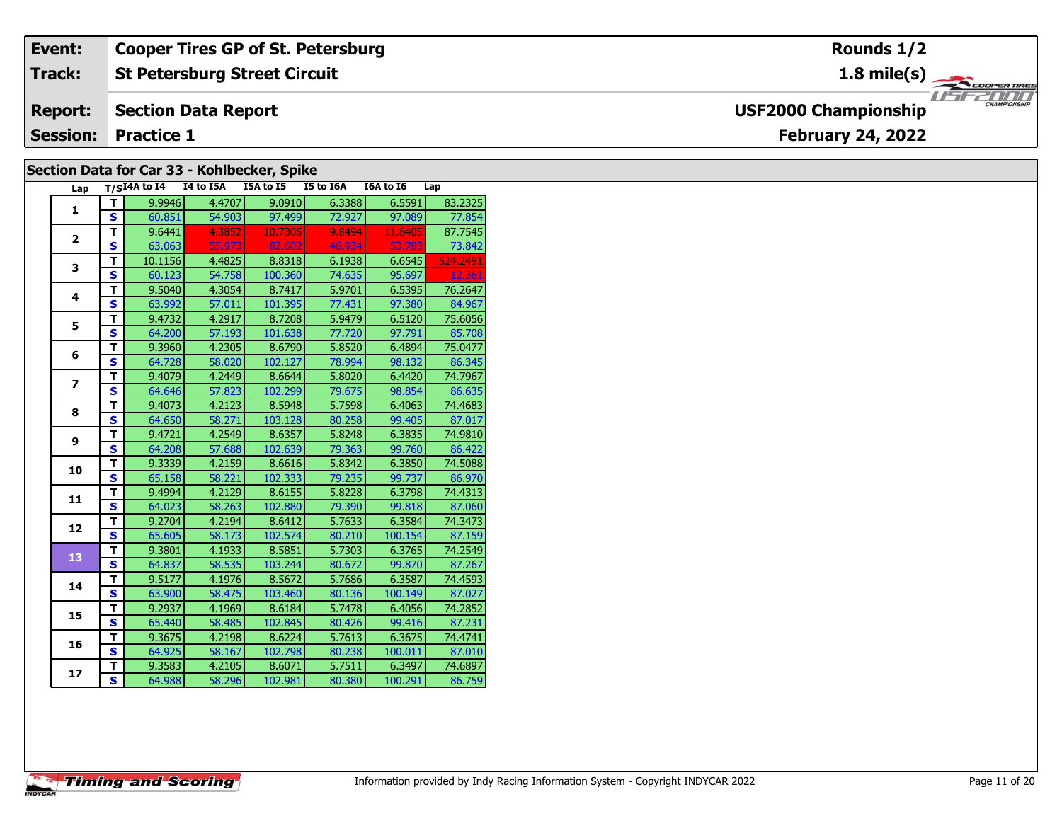| Event: | Cooper Tires GP of St. Petersburg | Rounds 1/2 |
|---|---|---|
| Track: | St Petersburg Street Circuit | 1.8 mile(s) |
| Report: | Section Data Report | USF2000 Championship |
| Session: | Practice 1 | February 24, 2022 |

## Section Data for Car 33 - Kohlbecker, Spike

| Lap | T/S | I4A to I4 | I4 to I5A | I5A to I5 | I5 to I6A | I6A to I6 | Lap |
|---|---|---|---|---|---|---|---|
| 1 | T | 9.9946 | 4.4707 | 9.0910 | 6.3388 | 6.5591 | 83.2325 |
| | S | 60.851 | 54.903 | 97.499 | 72.927 | 97.089 | 77.854 |
| 2 | T | 9.6441 | 4.3852 | 10.7305 | 9.8494 | 11.8405 | 87.7545 |
| | S | 63.063 | 55.973 | 82.602 | 46.934 | 53.783 | 73.842 |
| 3 | T | 10.1156 | 4.4825 | 8.8318 | 6.1938 | 6.6545 | 524.2491 |
| | S | 60.123 | 54.758 | 100.360 | 74.635 | 95.697 | 12.361 |
| 4 | T | 9.5040 | 4.3054 | 8.7417 | 5.9701 | 6.5395 | 76.2647 |
| | S | 63.992 | 57.011 | 101.395 | 77.431 | 97.380 | 84.967 |
| 5 | T | 9.4732 | 4.2917 | 8.7208 | 5.9479 | 6.5120 | 75.6056 |
| | S | 64.200 | 57.193 | 101.638 | 77.720 | 97.791 | 85.708 |
| 6 | T | 9.3960 | 4.2305 | 8.6790 | 5.8520 | 6.4894 | 75.0477 |
| | S | 64.728 | 58.020 | 102.127 | 78.994 | 98.132 | 86.345 |
| 7 | T | 9.4079 | 4.2449 | 8.6644 | 5.8020 | 6.4420 | 74.7967 |
| | S | 64.646 | 57.823 | 102.299 | 79.675 | 98.854 | 86.635 |
| 8 | T | 9.4073 | 4.2123 | 8.5948 | 5.7598 | 6.4063 | 74.4683 |
| | S | 64.650 | 58.271 | 103.128 | 80.258 | 99.405 | 87.017 |
| 9 | T | 9.4721 | 4.2549 | 8.6357 | 5.8248 | 6.3835 | 74.9810 |
| | S | 64.208 | 57.688 | 102.639 | 79.363 | 99.760 | 86.422 |
| 10 | T | 9.3339 | 4.2159 | 8.6616 | 5.8342 | 6.3850 | 74.5088 |
| | S | 65.158 | 58.221 | 102.333 | 79.235 | 99.737 | 86.970 |
| 11 | T | 9.4994 | 4.2129 | 8.6155 | 5.8228 | 6.3798 | 74.4313 |
| | S | 64.023 | 58.263 | 102.880 | 79.390 | 99.818 | 87.060 |
| 12 | T | 9.2704 | 4.2194 | 8.6412 | 5.7633 | 6.3584 | 74.3473 |
| | S | 65.605 | 58.173 | 102.574 | 80.210 | 100.154 | 87.159 |
| 13 | T | 9.3801 | 4.1933 | 8.5851 | 5.7303 | 6.3765 | 74.2549 |
| | S | 64.837 | 58.535 | 103.244 | 80.672 | 99.870 | 87.267 |
| 14 | T | 9.5177 | 4.1976 | 8.5672 | 5.7686 | 6.3587 | 74.4593 |
| | S | 63.900 | 58.475 | 103.460 | 80.136 | 100.149 | 87.027 |
| 15 | T | 9.2937 | 4.1969 | 8.6184 | 5.7478 | 6.4056 | 74.2852 |
| | S | 65.440 | 58.485 | 102.845 | 80.426 | 99.416 | 87.231 |
| 16 | T | 9.3675 | 4.2198 | 8.6224 | 5.7613 | 6.3675 | 74.4741 |
| | S | 64.925 | 58.167 | 102.798 | 80.238 | 100.011 | 87.010 |
| 17 | T | 9.3583 | 4.2105 | 8.6071 | 5.7511 | 6.3497 | 74.6897 |
| | S | 64.988 | 58.296 | 102.981 | 80.380 | 100.291 | 86.759 |

Information provided by Indy Racing Information System - Copyright INDYCAR 2022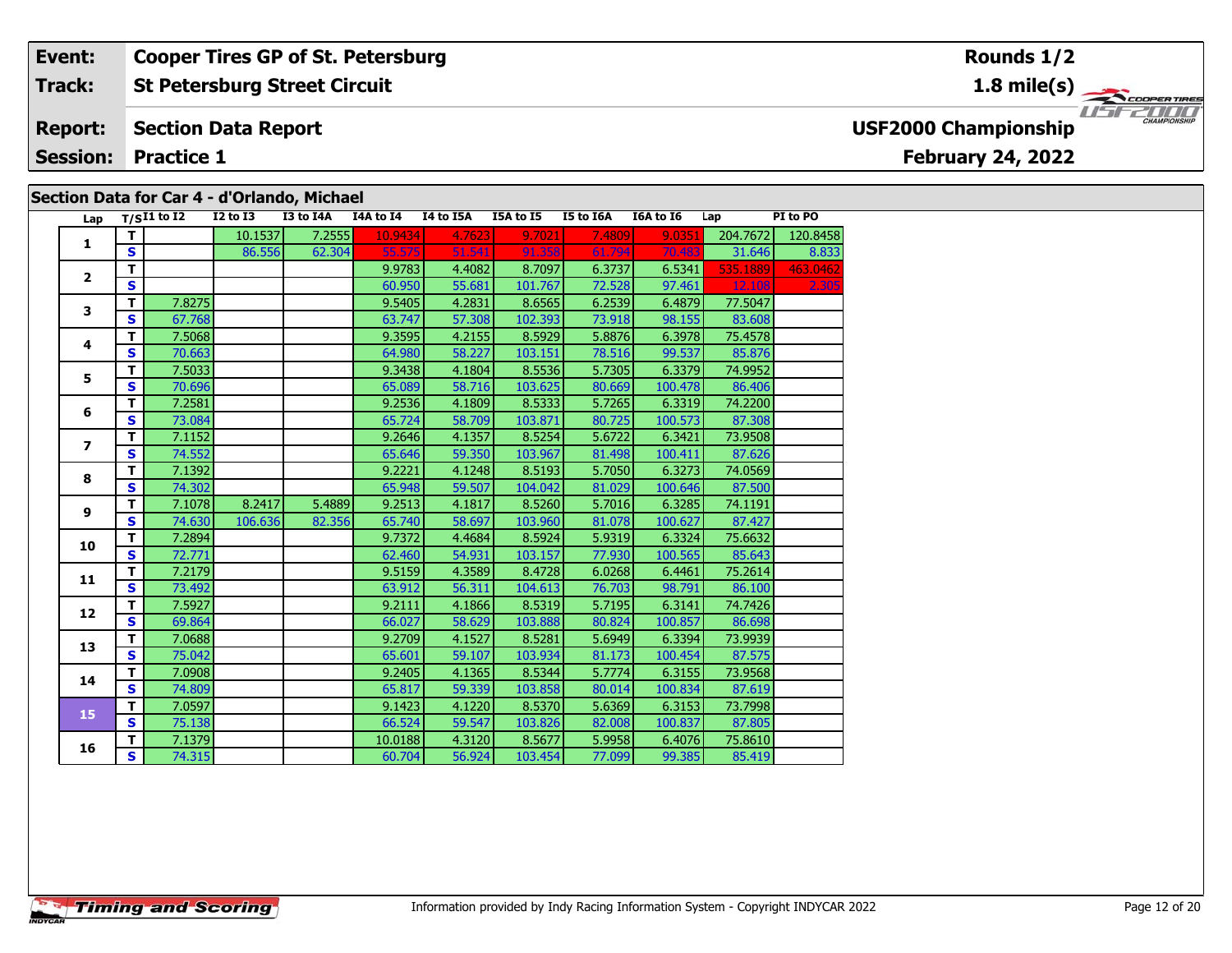| Event: | Cooper Tires GP of St. Petersburg | Rounds 1/2 |
|---|---|---|
| Track: | St Petersburg Street Circuit | 1.8 mile(s) |
| Report: | Section Data Report | USF2000 Championship |
| Session: | Practice 1 | February 24, 2022 |

## Section Data for Car 4 - d'Orlando, Michael

| Lap | T/S | I1 to I2 | I2 to I3 | I3 to I4A | I4A to I4 | I4 to I5A | I5A to I5 | I5 to I6A | I6A to I6 | Lap | PI to PO |
|---|---|---|---|---|---|---|---|---|---|---|---|
| 1 | T | | 10.1537 | 7.2555 | 10.9434 | 4.7623 | 9.7021 | 7.4809 | 9.0351 | 204.7672 | 120.8458 |
| | S | | 86.556 | 62.304 | 55.575 | 51.541 | 91.358 | 61.794 | 70.483 | 31.646 | 8.833 |
| 2 | T | | | | 9.9783 | 4.4082 | 8.7097 | 6.3737 | 6.5341 | 535.1889 | 463.0462 |
| | S | | | | 60.950 | 55.681 | 101.767 | 72.528 | 97.461 | 12.108 | 2.305 |
| 3 | T | 7.8275 | | | 9.5405 | 4.2831 | 8.6565 | 6.2539 | 6.4879 | 77.5047 | |
| | S | 67.768 | | | 63.747 | 57.308 | 102.393 | 73.918 | 98.155 | 83.608 | |
| 4 | T | 7.5068 | | | 9.3595 | 4.2155 | 8.5929 | 5.8876 | 6.3978 | 75.4578 | |
| | S | 70.663 | | | 64.980 | 58.227 | 103.151 | 78.516 | 99.537 | 85.876 | |
| 5 | T | 7.5033 | | | 9.3438 | 4.1804 | 8.5536 | 5.7305 | 6.3379 | 74.9952 | |
| | S | 70.696 | | | 65.089 | 58.716 | 103.625 | 80.669 | 100.478 | 86.406 | |
| 6 | T | 7.2581 | | | 9.2536 | 4.1809 | 8.5333 | 5.7265 | 6.3319 | 74.2200 | |
| | S | 73.084 | | | 65.724 | 58.709 | 103.871 | 80.725 | 100.573 | 87.308 | |
| 7 | T | 7.1152 | | | 9.2646 | 4.1357 | 8.5254 | 5.6722 | 6.3421 | 73.9508 | |
| | S | 74.552 | | | 65.646 | 59.350 | 103.967 | 81.498 | 100.411 | 87.626 | |
| 8 | T | 7.1392 | | | 9.2221 | 4.1248 | 8.5193 | 5.7050 | 6.3273 | 74.0569 | |
| | S | 74.302 | | | 65.948 | 59.507 | 104.042 | 81.029 | 100.646 | 87.500 | |
| 9 | T | 7.1078 | 8.2417 | 5.4889 | 9.2513 | 4.1817 | 8.5260 | 5.7016 | 6.3285 | 74.1191 | |
| | S | 74.630 | 106.636 | 82.356 | 65.740 | 58.697 | 103.960 | 81.078 | 100.627 | 87.427 | |
| 10 | T | 7.2894 | | | 9.7372 | 4.4684 | 8.5924 | 5.9319 | 6.3324 | 75.6632 | |
| | S | 72.771 | | | 62.460 | 54.931 | 103.157 | 77.930 | 100.565 | 85.643 | |
| 11 | T | 7.2179 | | | 9.5159 | 4.3589 | 8.4728 | 6.0268 | 6.4461 | 75.2614 | |
| | S | 73.492 | | | 63.912 | 56.311 | 104.613 | 76.703 | 98.791 | 86.100 | |
| 12 | T | 7.5927 | | | 9.2111 | 4.1866 | 8.5319 | 5.7195 | 6.3141 | 74.7426 | |
| | S | 69.864 | | | 66.027 | 58.629 | 103.888 | 80.824 | 100.857 | 86.698 | |
| 13 | T | 7.0688 | | | 9.2709 | 4.1527 | 8.5281 | 5.6949 | 6.3394 | 73.9939 | |
| | S | 75.042 | | | 65.601 | 59.107 | 103.934 | 81.173 | 100.454 | 87.575 | |
| 14 | T | 7.0908 | | | 9.2405 | 4.1365 | 8.5344 | 5.7774 | 6.3155 | 73.9568 | |
| | S | 74.809 | | | 65.817 | 59.339 | 103.858 | 80.014 | 100.834 | 87.619 | |
| 15 | T | 7.0597 | | | 9.1423 | 4.1220 | 8.5370 | 5.6369 | 6.3153 | 73.7998 | |
| | S | 75.138 | | | 66.524 | 59.547 | 103.826 | 82.008 | 100.837 | 87.805 | |
| 16 | T | 7.1379 | | | 10.0188 | 4.3120 | 8.5677 | 5.9958 | 6.4076 | 75.8610 | |
| | S | 74.315 | | | 60.704 | 56.924 | 103.454 | 77.099 | 99.385 | 85.419 | |

Information provided by Indy Racing Information System - Copyright INDYCAR 2022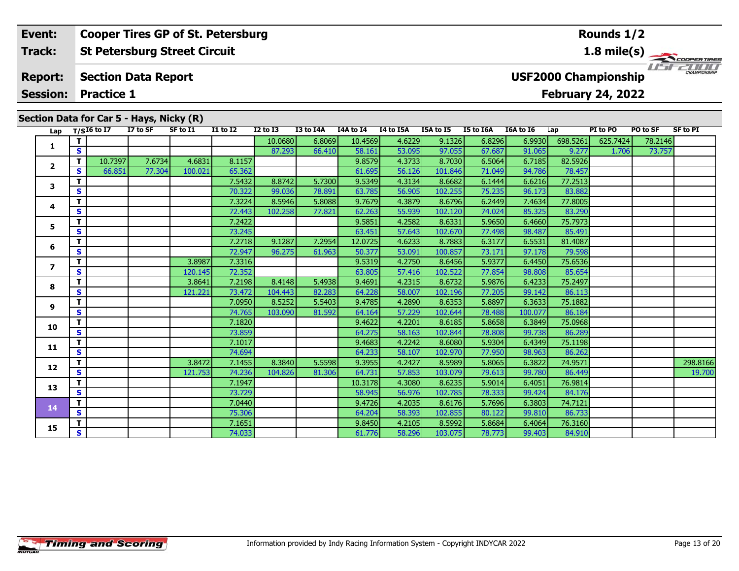| Event: | Cooper Tires GP of St. Petersburg | Rounds 1/2 |
|---|---|---|
| Track: | St Petersburg Street Circuit | 1.8 mile(s) |
| Report: | Section Data Report | USF2000 Championship |
| Session: | Practice 1 | February 24, 2022 |

## Section Data for Car 5 - Hays, Nicky (R)

| Lap | T/S | I6 to I7 | I7 to SF | SF to I1 | I1 to I2 | I2 to I3 | I3 to I4A | I4A to I4 | I4 to I5A | I5A to I5 | I5 to I6A | I6A to I6 | Lap | PI to PO | PO to SF | SF to PI |
|---|---|---|---|---|---|---|---|---|---|---|---|---|---|---|---|---|
| 1 | T | | | | | 10.0680 | 6.8069 | 10.4569 | 4.6229 | 9.1326 | 6.8296 | 6.9930 | 698.5261 | 625.7424 | 78.2146 | |
| | S | | | | | 87.293 | 66.410 | 58.161 | 53.095 | 97.055 | 67.687 | 91.065 | 9.277 | 1.706 | 73.757 | |
| 2 | T | 10.7397 | 7.6734 | 4.6831 | 8.1157 | | | 9.8579 | 4.3733 | 8.7030 | 6.5064 | 6.7185 | 82.5926 | | | |
| | S | 66.851 | 77.304 | 100.021 | 65.362 | | | 61.695 | 56.126 | 101.846 | 71.049 | 94.786 | 78.457 | | | |
| 3 | T | | | | 7.5432 | 8.8742 | 5.7300 | 9.5349 | 4.3134 | 8.6682 | 6.1444 | 6.6216 | 77.2513 | | | |
| | S | | | | 70.322 | 99.036 | 78.891 | 63.785 | 56.905 | 102.255 | 75.235 | 96.173 | 83.882 | | | |
| 4 | T | | | | 7.3224 | 8.5946 | 5.8088 | 9.7679 | 4.3879 | 8.6796 | 6.2449 | 7.4634 | 77.8005 | | | |
| | S | | | | 72.443 | 102.258 | 77.821 | 62.263 | 55.939 | 102.120 | 74.024 | 85.325 | 83.290 | | | |
| 5 | T | | | | 7.2422 | | | 9.5851 | 4.2582 | 8.6331 | 5.9650 | 6.4660 | 75.7973 | | | |
| | S | | | | 73.245 | | | 63.451 | 57.643 | 102.670 | 77.498 | 98.487 | 85.491 | | | |
| 6 | T | | | | 7.2718 | 9.1287 | 7.2954 | 12.0725 | 4.6233 | 8.7883 | 6.3177 | 6.5531 | 81.4087 | | | |
| | S | | | | 72.947 | 96.275 | 61.963 | 50.377 | 53.091 | 100.857 | 73.171 | 97.178 | 79.598 | | | |
| 7 | T | | | 3.8987 | 7.3316 | | | 9.5319 | 4.2750 | 8.6456 | 5.9377 | 6.4450 | 75.6536 | | | |
| | S | | | 120.145 | 72.352 | | | 63.805 | 57.416 | 102.522 | 77.854 | 98.808 | 85.654 | | | |
| 8 | T | | | 3.8641 | 7.2198 | 8.4148 | 5.4938 | 9.4691 | 4.2315 | 8.6732 | 5.9876 | 6.4233 | 75.2497 | | | |
| | S | | | 121.221 | 73.472 | 104.443 | 82.283 | 64.228 | 58.007 | 102.196 | 77.205 | 99.142 | 86.113 | | | |
| 9 | T | | | | 7.0950 | 8.5252 | 5.5403 | 9.4785 | 4.2890 | 8.6353 | 5.8897 | 6.3633 | 75.1882 | | | |
| | S | | | | 74.765 | 103.090 | 81.592 | 64.164 | 57.229 | 102.644 | 78.488 | 100.077 | 86.184 | | | |
| 10 | T | | | | 7.1820 | | | 9.4622 | 4.2201 | 8.6185 | 5.8658 | 6.3849 | 75.0968 | | | |
| | S | | | | 73.859 | | | 64.275 | 58.163 | 102.844 | 78.808 | 99.738 | 86.289 | | | |
| 11 | T | | | | 7.1017 | | | 9.4683 | 4.2242 | 8.6080 | 5.9304 | 6.4349 | 75.1198 | | | |
| | S | | | | 74.694 | | | 64.233 | 58.107 | 102.970 | 77.950 | 98.963 | 86.262 | | | |
| 12 | T | | | 3.8472 | 7.1455 | 8.3840 | 5.5598 | 9.3955 | 4.2427 | 8.5989 | 5.8065 | 6.3822 | 74.9571 | | | 298.8166 |
| | S | | | 121.753 | 74.236 | 104.826 | 81.306 | 64.731 | 57.853 | 103.079 | 79.613 | 99.780 | 86.449 | | | 19.700 |
| 13 | T | | | | 7.1947 | | | 10.3178 | 4.3080 | 8.6235 | 5.9014 | 6.4051 | 76.9814 | | | |
| | S | | | | 73.729 | | | 58.945 | 56.976 | 102.785 | 78.333 | 99.424 | 84.176 | | | |
| 14 | T | | | | 7.0440 | | | 9.4726 | 4.2035 | 8.6176 | 5.7696 | 6.3803 | 74.7121 | | | |
| | S | | | | 75.306 | | | 64.204 | 58.393 | 102.855 | 80.122 | 99.810 | 86.733 | | | |
| 15 | T | | | | 7.1651 | | | 9.8450 | 4.2105 | 8.5992 | 5.8684 | 6.4064 | 76.3160 | | | |
| | S | | | | 74.033 | | | 61.776 | 58.296 | 103.075 | 78.773 | 99.403 | 84.910 | | | |

Information provided by Indy Racing Information System - Copyright INDYCAR 2022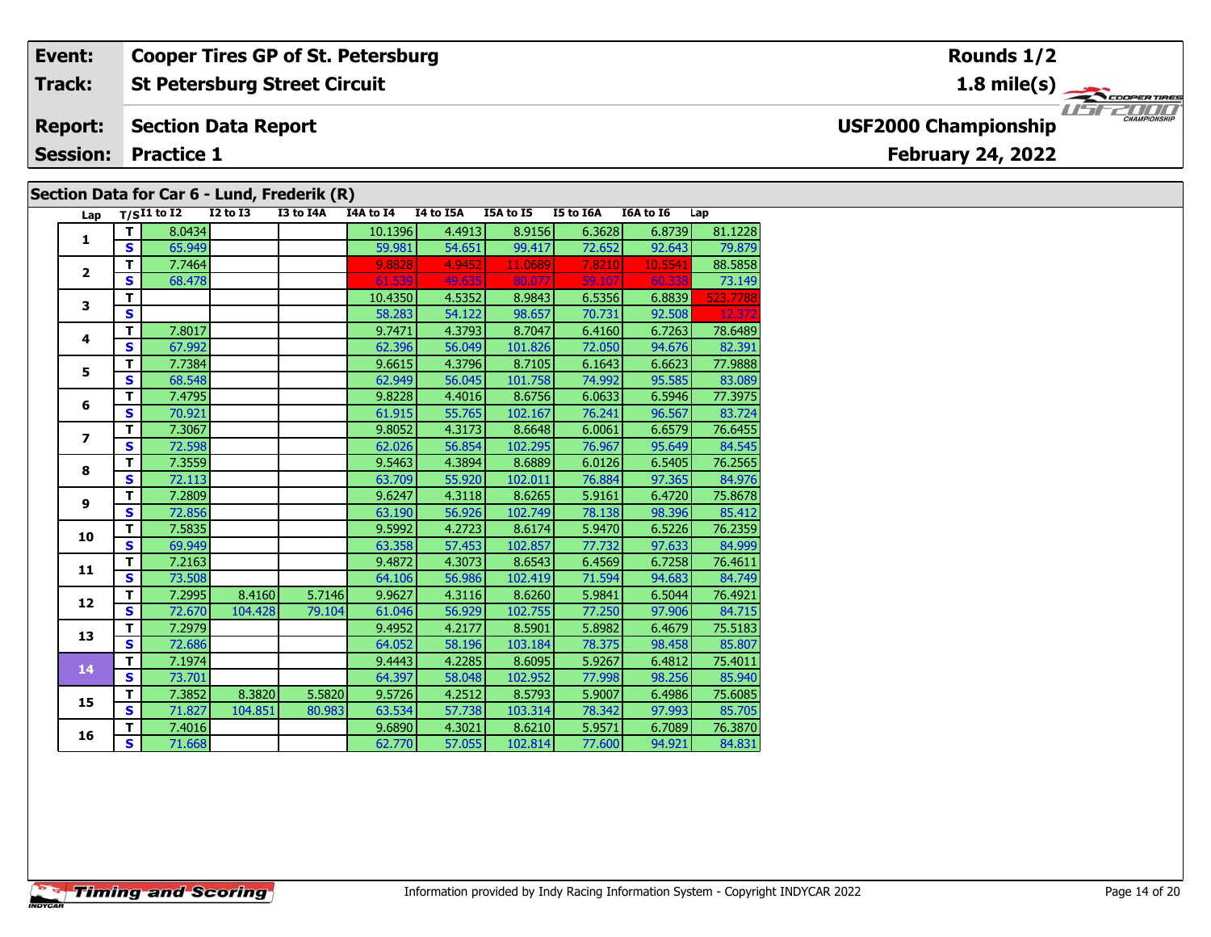| Event: | Cooper Tires GP of St. Petersburg | Rounds 1/2 |
|---|---|---|
| Track: | St Petersburg Street Circuit | 1.8 mile(s) |
| Report: | Section Data Report | USF2000 Championship |
| Session: | Practice 1 | February 24, 2022 |

## Section Data for Car 6 - Lund, Frederik (R)

| Lap | T/S | I1 to I2 | I2 to I3 | I3 to I4A | I4A to I4 | I4 to I5A | I5A to I5 | I5 to I6A | I6A to I6 | Lap |
|---|---|---|---|---|---|---|---|---|---|---|
| 1 | T | 8.0434 | | | 10.1396 | 4.4913 | 8.9156 | 6.3628 | 6.8739 | 81.1228 |
| | S | 65.949 | | | 59.981 | 54.651 | 99.417 | 72.652 | 92.643 | 79.879 |
| 2 | T | 7.7464 | | | 9.8828 | 4.9452 | 11.0689 | 7.8210 | 10.5541 | 88.5858 |
| | S | 68.478 | | | 61.539 | 49.635 | 80.077 | 59.107 | 60.338 | 73.149 |
| 3 | T | | | | 10.4350 | 4.5352 | 8.9843 | 6.5356 | 6.8839 | 523.7788 |
| | S | | | | 58.283 | 54.122 | 98.657 | 70.731 | 92.508 | 12.372 |
| 4 | T | 7.8017 | | | 9.7471 | 4.3793 | 8.7047 | 6.4160 | 6.7263 | 78.6489 |
| | S | 67.992 | | | 62.396 | 56.049 | 101.826 | 72.050 | 94.676 | 82.391 |
| 5 | T | 7.7384 | | | 9.6615 | 4.3796 | 8.7105 | 6.1643 | 6.6623 | 77.9888 |
| | S | 68.548 | | | 62.949 | 56.045 | 101.758 | 74.992 | 95.585 | 83.089 |
| 6 | T | 7.4795 | | | 9.8228 | 4.4016 | 8.6756 | 6.0633 | 6.5946 | 77.3975 |
| | S | 70.921 | | | 61.915 | 55.765 | 102.167 | 76.241 | 96.567 | 83.724 |
| 7 | T | 7.3067 | | | 9.8052 | 4.3173 | 8.6648 | 6.0061 | 6.6579 | 76.6455 |
| | S | 72.598 | | | 62.026 | 56.854 | 102.295 | 76.967 | 95.649 | 84.545 |
| 8 | T | 7.3559 | | | 9.5463 | 4.3894 | 8.6889 | 6.0126 | 6.5405 | 76.2565 |
| | S | 72.113 | | | 63.709 | 55.920 | 102.011 | 76.884 | 97.365 | 84.976 |
| 9 | T | 7.2809 | | | 9.6247 | 4.3118 | 8.6265 | 5.9161 | 6.4720 | 75.8678 |
| | S | 72.856 | | | 63.190 | 56.926 | 102.749 | 78.138 | 98.396 | 85.412 |
| 10 | T | 7.5835 | | | 9.5992 | 4.2723 | 8.6174 | 5.9470 | 6.5226 | 76.2359 |
| | S | 69.949 | | | 63.358 | 57.453 | 102.857 | 77.732 | 97.633 | 84.999 |
| 11 | T | 7.2163 | | | 9.4872 | 4.3073 | 8.6543 | 6.4569 | 6.7258 | 76.4611 |
| | S | 73.508 | | | 64.106 | 56.986 | 102.419 | 71.594 | 94.683 | 84.749 |
| 12 | T | 7.2995 | 8.4160 | 5.7146 | 9.9627 | 4.3116 | 8.6260 | 5.9841 | 6.5044 | 76.4921 |
| | S | 72.670 | 104.428 | 79.104 | 61.046 | 56.929 | 102.755 | 77.250 | 97.906 | 84.715 |
| 13 | T | 7.2979 | | | 9.4952 | 4.2177 | 8.5901 | 5.8982 | 6.4679 | 75.5183 |
| | S | 72.686 | | | 64.052 | 58.196 | 103.184 | 78.375 | 98.458 | 85.807 |
| 14 | T | 7.1974 | | | 9.4443 | 4.2285 | 8.6095 | 5.9267 | 6.4812 | 75.4011 |
| | S | 73.701 | | | 64.397 | 58.048 | 102.952 | 77.998 | 98.256 | 85.940 |
| 15 | T | 7.3852 | 8.3820 | 5.5820 | 9.5726 | 4.2512 | 8.5793 | 5.9007 | 6.4986 | 75.6085 |
| | S | 71.827 | 104.851 | 80.983 | 63.534 | 57.738 | 103.314 | 78.342 | 97.993 | 85.705 |
| 16 | T | 7.4016 | | | 9.6890 | 4.3021 | 8.6210 | 5.9571 | 6.7089 | 76.3870 |
| | S | 71.668 | | | 62.770 | 57.055 | 102.814 | 77.600 | 94.921 | 84.831 |

Information provided by Indy Racing Information System - Copyright INDYCAR 2022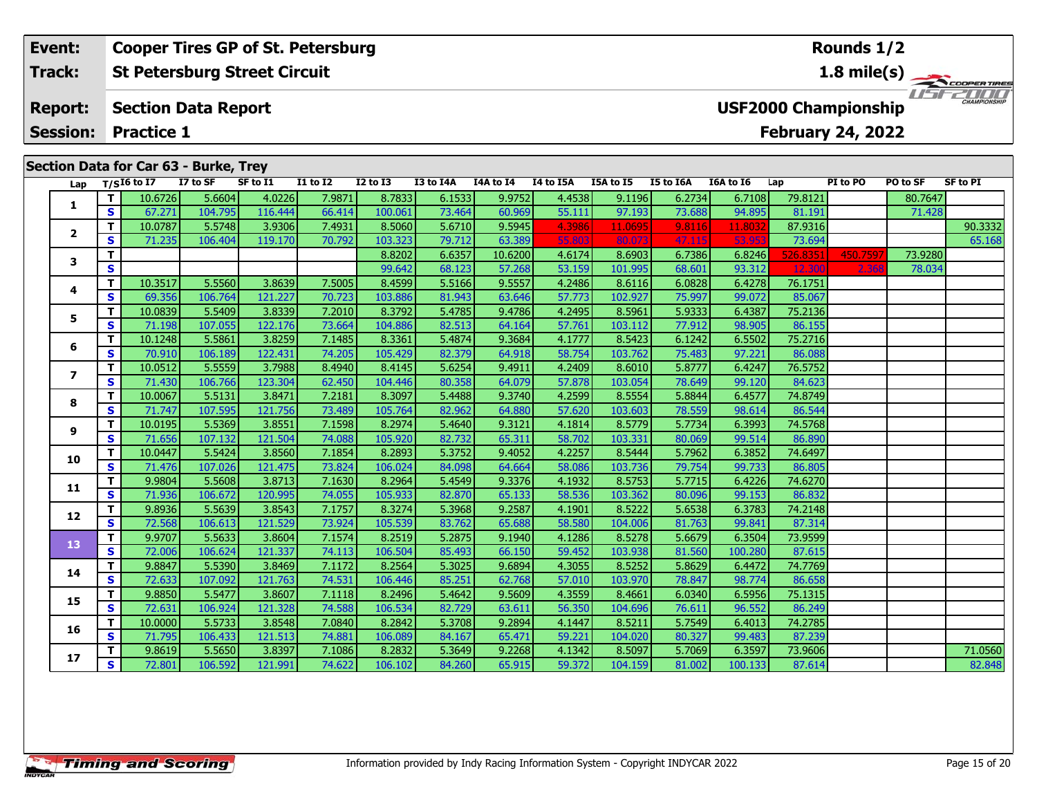| Event: | Cooper Tires GP of St. Petersburg | Rounds 1/2 |
|---|---|---|
| Track: | St Petersburg Street Circuit | 1.8 mile(s) |
| Report: | Section Data Report | USF2000 Championship |
| Session: | Practice 1 | February 24, 2022 |

## Section Data for Car 63 - Burke, Trey

| Lap | T/S | I6 to I7 | I7 to SF | SF to I1 | I1 to I2 | I2 to I3 | I3 to I4A | I4A to I4 | I4 to I5A | I5A to I5 | I5 to I6A | I6A to I6 | Lap | PI to PO | PO to SF | SF to PI |
|---|---|---|---|---|---|---|---|---|---|---|---|---|---|---|---|---|
| 1 | T | 10.6726 | 5.6604 | 4.0226 | 7.9871 | 8.7833 | 6.1533 | 9.9752 | 4.4538 | 9.1196 | 6.2734 | 6.7108 | 79.8121 | | 80.7647 | |
| | S | 67.271 | 104.795 | 116.444 | 66.414 | 100.061 | 73.464 | 60.969 | 55.111 | 97.193 | 73.688 | 94.895 | 81.191 | | 71.428 | |
| 2 | T | 10.0787 | 5.5748 | 3.9306 | 7.4931 | 8.5060 | 5.6710 | 9.5945 | 4.3986 | 11.0695 | 9.8116 | 11.8032 | 87.9316 | | | 90.3332 |
| | S | 71.235 | 106.404 | 119.170 | 70.792 | 103.323 | 79.712 | 63.389 | 55.803 | 80.073 | 47.115 | 53.953 | 73.694 | | | 65.168 |
| 3 | T | | | | | 8.8202 | 6.6357 | 10.6200 | 4.6174 | 8.6903 | 6.7386 | 6.8246 | 526.8351 | 450.7597 | 73.9280 | |
| | S | | | | | 99.642 | 68.123 | 57.268 | 53.159 | 101.995 | 68.601 | 93.312 | 12.300 | 2.368 | 78.034 | |
| 4 | T | 10.3517 | 5.5560 | 3.8639 | 7.5005 | 8.4599 | 5.5166 | 9.5557 | 4.2486 | 8.6116 | 6.0828 | 6.4278 | 76.1751 | | | |
| | S | 69.356 | 106.764 | 121.227 | 70.723 | 103.886 | 81.943 | 63.646 | 57.773 | 102.927 | 75.997 | 99.072 | 85.067 | | | |
| 5 | T | 10.0839 | 5.5409 | 3.8339 | 7.2010 | 8.3792 | 5.4785 | 9.4786 | 4.2495 | 8.5961 | 5.9333 | 6.4387 | 75.2136 | | | |
| | S | 71.198 | 107.055 | 122.176 | 73.664 | 104.886 | 82.513 | 64.164 | 57.761 | 103.112 | 77.912 | 98.905 | 86.155 | | | |
| 6 | T | 10.1248 | 5.5861 | 3.8259 | 7.1485 | 8.3361 | 5.4874 | 9.3684 | 4.1777 | 8.5423 | 6.1242 | 6.5502 | 75.2716 | | | |
| | S | 70.910 | 106.189 | 122.431 | 74.205 | 105.429 | 82.379 | 64.918 | 58.754 | 103.762 | 75.483 | 97.221 | 86.088 | | | |
| 7 | T | 10.0512 | 5.5559 | 3.7988 | 8.4940 | 8.4145 | 5.6254 | 9.4911 | 4.2409 | 8.6010 | 5.8777 | 6.4247 | 76.5752 | | | |
| | S | 71.430 | 106.766 | 123.304 | 62.450 | 104.446 | 80.358 | 64.079 | 57.878 | 103.054 | 78.649 | 99.120 | 84.623 | | | |
| 8 | T | 10.0067 | 5.5131 | 3.8471 | 7.2181 | 8.3097 | 5.4488 | 9.3740 | 4.2599 | 8.5554 | 5.8844 | 6.4577 | 74.8749 | | | |
| | S | 71.747 | 107.595 | 121.756 | 73.489 | 105.764 | 82.962 | 64.880 | 57.620 | 103.603 | 78.559 | 98.614 | 86.544 | | | |
| 9 | T | 10.0195 | 5.5369 | 3.8551 | 7.1598 | 8.2974 | 5.4640 | 9.3121 | 4.1814 | 8.5779 | 5.7734 | 6.3993 | 74.5768 | | | |
| | S | 71.656 | 107.132 | 121.504 | 74.088 | 105.920 | 82.732 | 65.311 | 58.702 | 103.331 | 80.069 | 99.514 | 86.890 | | | |
| 10 | T | 10.0447 | 5.5424 | 3.8560 | 7.1854 | 8.2893 | 5.3752 | 9.4052 | 4.2257 | 8.5444 | 5.7962 | 6.3852 | 74.6497 | | | |
| | S | 71.476 | 107.026 | 121.475 | 73.824 | 106.024 | 84.098 | 64.664 | 58.086 | 103.736 | 79.754 | 99.733 | 86.805 | | | |
| 11 | T | 9.9804 | 5.5608 | 3.8713 | 7.1630 | 8.2964 | 5.4549 | 9.3376 | 4.1932 | 8.5753 | 5.7715 | 6.4226 | 74.6270 | | | |
| | S | 71.936 | 106.672 | 120.995 | 74.055 | 105.933 | 82.870 | 65.133 | 58.536 | 103.362 | 80.096 | 99.153 | 86.832 | | | |
| 12 | T | 9.8936 | 5.5639 | 3.8543 | 7.1757 | 8.3274 | 5.3968 | 9.2587 | 4.1901 | 8.5222 | 5.6538 | 6.3783 | 74.2148 | | | |
| | S | 72.568 | 106.613 | 121.529 | 73.924 | 105.539 | 83.762 | 65.688 | 58.580 | 104.006 | 81.763 | 99.841 | 87.314 | | | |
| 13 | T | 9.9707 | 5.5633 | 3.8604 | 7.1574 | 8.2519 | 5.2875 | 9.1940 | 4.1286 | 8.5278 | 5.6679 | 6.3504 | 73.9599 | | | |
| | S | 72.006 | 106.624 | 121.337 | 74.113 | 106.504 | 85.493 | 66.150 | 59.452 | 103.938 | 81.560 | 100.280 | 87.615 | | | |
| 14 | T | 9.8847 | 5.5390 | 3.8469 | 7.1172 | 8.2564 | 5.3025 | 9.6894 | 4.3055 | 8.5252 | 5.8629 | 6.4472 | 74.7769 | | | |
| | S | 72.633 | 107.092 | 121.763 | 74.531 | 106.446 | 85.251 | 62.768 | 57.010 | 103.970 | 78.847 | 98.774 | 86.658 | | | |
| 15 | T | 9.8850 | 5.5477 | 3.8607 | 7.1118 | 8.2496 | 5.4642 | 9.5609 | 4.3559 | 8.4661 | 6.0340 | 6.5956 | 75.1315 | | | |
| | S | 72.631 | 106.924 | 121.328 | 74.588 | 106.534 | 82.729 | 63.611 | 56.350 | 104.696 | 76.611 | 96.552 | 86.249 | | | |
| 16 | T | 10.0000 | 5.5733 | 3.8548 | 7.0840 | 8.2842 | 5.3708 | 9.2894 | 4.1447 | 8.5211 | 5.7549 | 6.4013 | 74.2785 | | | |
| | S | 71.795 | 106.433 | 121.513 | 74.881 | 106.089 | 84.167 | 65.471 | 59.221 | 104.020 | 80.327 | 99.483 | 87.239 | | | |
| 17 | T | 9.8619 | 5.5650 | 3.8397 | 7.1086 | 8.2832 | 5.3649 | 9.2268 | 4.1342 | 8.5097 | 5.7069 | 6.3597 | 73.9606 | | | 71.0560 |
| | S | 72.801 | 106.592 | 121.991 | 74.622 | 106.102 | 84.260 | 65.915 | 59.372 | 104.159 | 81.002 | 100.133 | 87.614 | | | 82.848 |

Information provided by Indy Racing Information System - Copyright INDYCAR 2022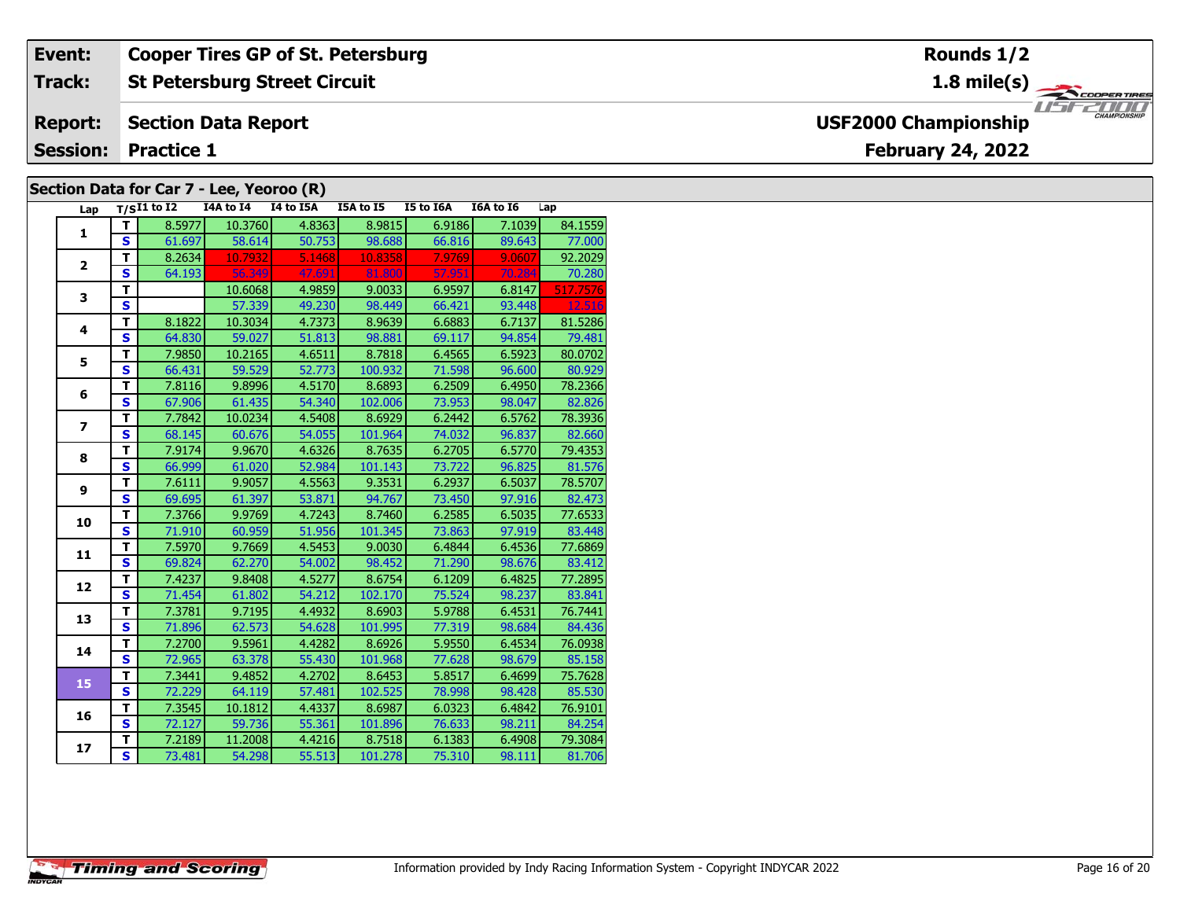| Event: | Cooper Tires GP of St. Petersburg | Rounds 1/2 |
|---|---|---|
| Track: | St Petersburg Street Circuit | 1.8 mile(s) |
| Report: | Section Data Report | USF2000 Championship |
| Session: | Practice 1 | February 24, 2022 |

## Section Data for Car 7 - Lee, Yeoroo (R)

| Lap | T/S | I1 to I2 | I4A to I4 | I4 to I5A | I5A to I5 | I5 to I6A | I6A to I6 | Lap |
|---|---|---|---|---|---|---|---|---|
| 1 | T | 8.5977 | 10.3760 | 4.8363 | 8.9815 | 6.9186 | 7.1039 | 84.1559 |
| | S | 61.697 | 58.614 | 50.753 | 98.688 | 66.816 | 89.643 | 77.000 |
| 2 | T | 8.2634 | 10.7932 | 5.1468 | 10.8358 | 7.9769 | 9.0607 | 92.2029 |
| | S | 64.193 | 56.349 | 47.691 | 81.800 | 57.951 | 70.284 | 70.280 |
| 3 | T | | 10.6068 | 4.9859 | 9.0033 | 6.9597 | 6.8147 | 517.7576 |
| | S | | 57.339 | 49.230 | 98.449 | 66.421 | 93.448 | 12.516 |
| 4 | T | 8.1822 | 10.3034 | 4.7373 | 8.9639 | 6.6883 | 6.7137 | 81.5286 |
| | S | 64.830 | 59.027 | 51.813 | 98.881 | 69.117 | 94.854 | 79.481 |
| 5 | T | 7.9850 | 10.2165 | 4.6511 | 8.7818 | 6.4565 | 6.5923 | 80.0702 |
| | S | 66.431 | 59.529 | 52.773 | 100.932 | 71.598 | 96.600 | 80.929 |
| 6 | T | 7.8116 | 9.8996 | 4.5170 | 8.6893 | 6.2509 | 6.4950 | 78.2366 |
| | S | 67.906 | 61.435 | 54.340 | 102.006 | 73.953 | 98.047 | 82.826 |
| 7 | T | 7.7842 | 10.0234 | 4.5408 | 8.6929 | 6.2442 | 6.5762 | 78.3936 |
| | S | 68.145 | 60.676 | 54.055 | 101.964 | 74.032 | 96.837 | 82.660 |
| 8 | T | 7.9174 | 9.9670 | 4.6326 | 8.7635 | 6.2705 | 6.5770 | 79.4353 |
| | S | 66.999 | 61.020 | 52.984 | 101.143 | 73.722 | 96.825 | 81.576 |
| 9 | T | 7.6111 | 9.9057 | 4.5563 | 9.3531 | 6.2937 | 6.5037 | 78.5707 |
| | S | 69.695 | 61.397 | 53.871 | 94.767 | 73.450 | 97.916 | 82.473 |
| 10 | T | 7.3766 | 9.9769 | 4.7243 | 8.7460 | 6.2585 | 6.5035 | 77.6533 |
| | S | 71.910 | 60.959 | 51.956 | 101.345 | 73.863 | 97.919 | 83.448 |
| 11 | T | 7.5970 | 9.7669 | 4.5453 | 9.0030 | 6.4844 | 6.4536 | 77.6869 |
| | S | 69.824 | 62.270 | 54.002 | 98.452 | 71.290 | 98.676 | 83.412 |
| 12 | T | 7.4237 | 9.8408 | 4.5277 | 8.6754 | 6.1209 | 6.4825 | 77.2895 |
| | S | 71.454 | 61.802 | 54.212 | 102.170 | 75.524 | 98.237 | 83.841 |
| 13 | T | 7.3781 | 9.7195 | 4.4932 | 8.6903 | 5.9788 | 6.4531 | 76.7441 |
| | S | 71.896 | 62.573 | 54.628 | 101.995 | 77.319 | 98.684 | 84.436 |
| 14 | T | 7.2700 | 9.5961 | 4.4282 | 8.6926 | 5.9550 | 6.4534 | 76.0938 |
| | S | 72.965 | 63.378 | 55.430 | 101.968 | 77.628 | 98.679 | 85.158 |
| 15 | T | 7.3441 | 9.4852 | 4.2702 | 8.6453 | 5.8517 | 6.4699 | 75.7628 |
| | S | 72.229 | 64.119 | 57.481 | 102.525 | 78.998 | 98.428 | 85.530 |
| 16 | T | 7.3545 | 10.1812 | 4.4337 | 8.6987 | 6.0323 | 6.4842 | 76.9101 |
| | S | 72.127 | 59.736 | 55.361 | 101.896 | 76.633 | 98.211 | 84.254 |
| 17 | T | 7.2189 | 11.2008 | 4.4216 | 8.7518 | 6.1383 | 6.4908 | 79.3084 |
| | S | 73.481 | 54.298 | 55.513 | 101.278 | 75.310 | 98.111 | 81.706 |

Information provided by Indy Racing Information System - Copyright INDYCAR 2022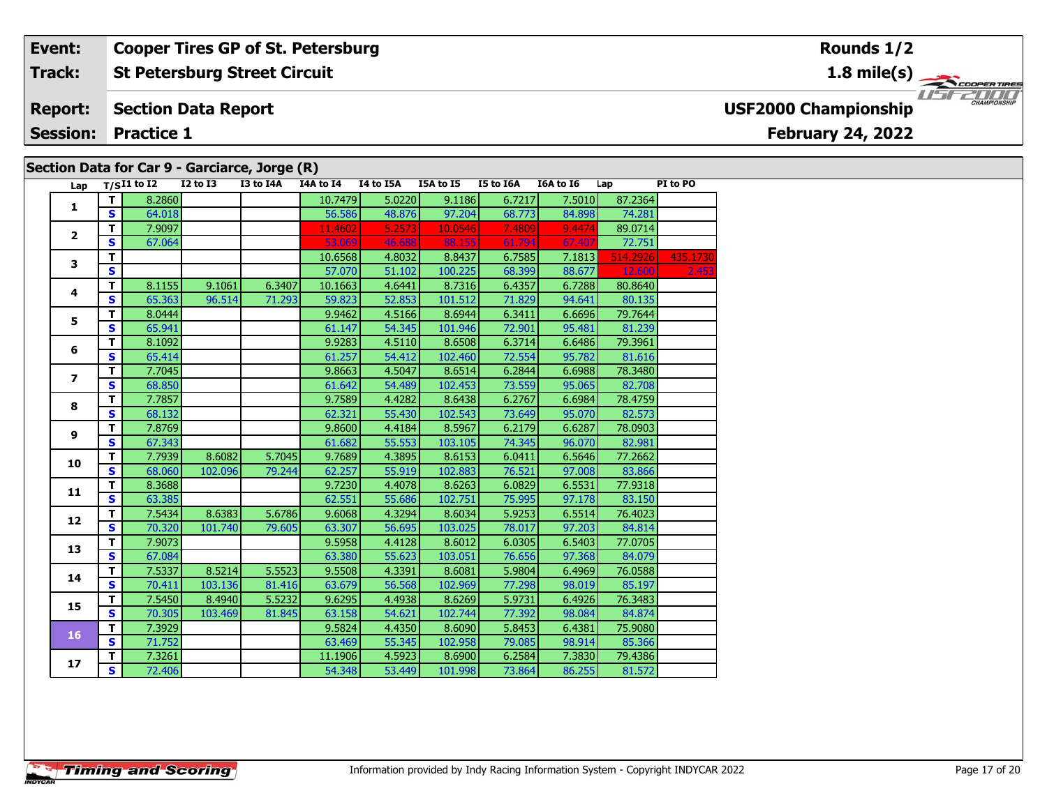| Event: | Cooper Tires GP of St. Petersburg | Rounds 1/2 |
|---|---|---|
| Track: | St Petersburg Street Circuit | 1.8 mile(s) |
| Report: | Section Data Report | USF2000 Championship |
| Session: | Practice 1 | February 24, 2022 |

## Section Data for Car 9 - Garciarce, Jorge (R)

| Lap | T/S | I1 to I2 | I2 to I3 | I3 to I4A | I4A to I4 | I4 to I5A | I5A to I5 | I5 to I6A | I6A to I6 | Lap | PI to PO |
|---|---|---|---|---|---|---|---|---|---|---|---|
| 1 | T | 8.2860 | | | 10.7479 | 5.0220 | 9.1186 | 6.7217 | 7.5010 | 87.2364 | |
| | S | 64.018 | | | 56.586 | 48.876 | 97.204 | 68.773 | 84.898 | 74.281 | |
| 2 | T | 7.9097 | | | 11.4602 | 5.2573 | 10.0546 | 7.4809 | 9.4474 | 89.0714 | |
| | S | 67.064 | | | 53.069 | 46.688 | 88.155 | 61.794 | 67.407 | 72.751 | |
| 3 | T | | | | 10.6568 | 4.8032 | 8.8437 | 6.7585 | 7.1813 | 514.2926 | 435.1730 |
| | S | | | | 57.070 | 51.102 | 100.225 | 68.399 | 88.677 | 12.600 | 2.453 |
| 4 | T | 8.1155 | 9.1061 | 6.3407 | 10.1663 | 4.6441 | 8.7316 | 6.4357 | 6.7288 | 80.8640 | |
| | S | 65.363 | 96.514 | 71.293 | 59.823 | 52.853 | 101.512 | 71.829 | 94.641 | 80.135 | |
| 5 | T | 8.0444 | | | 9.9462 | 4.5166 | 8.6944 | 6.3411 | 6.6696 | 79.7644 | |
| | S | 65.941 | | | 61.147 | 54.345 | 101.946 | 72.901 | 95.481 | 81.239 | |
| 6 | T | 8.1092 | | | 9.9283 | 4.5110 | 8.6508 | 6.3714 | 6.6486 | 79.3961 | |
| | S | 65.414 | | | 61.257 | 54.412 | 102.460 | 72.554 | 95.782 | 81.616 | |
| 7 | T | 7.7045 | | | 9.8663 | 4.5047 | 8.6514 | 6.2844 | 6.6988 | 78.3480 | |
| | S | 68.850 | | | 61.642 | 54.489 | 102.453 | 73.559 | 95.065 | 82.708 | |
| 8 | T | 7.7857 | | | 9.7589 | 4.4282 | 8.6438 | 6.2767 | 6.6984 | 78.4759 | |
| | S | 68.132 | | | 62.321 | 55.430 | 102.543 | 73.649 | 95.070 | 82.573 | |
| 9 | T | 7.8769 | | | 9.8600 | 4.4184 | 8.5967 | 6.2179 | 6.6287 | 78.0903 | |
| | S | 67.343 | | | 61.682 | 55.553 | 103.105 | 74.345 | 96.070 | 82.981 | |
| 10 | T | 7.7939 | 8.6082 | 5.7045 | 9.7689 | 4.3895 | 8.6153 | 6.0411 | 6.5646 | 77.2662 | |
| | S | 68.060 | 102.096 | 79.244 | 62.257 | 55.919 | 102.883 | 76.521 | 97.008 | 83.866 | |
| 11 | T | 8.3688 | | | 9.7230 | 4.4078 | 8.6263 | 6.0829 | 6.5531 | 77.9318 | |
| | S | 63.385 | | | 62.551 | 55.686 | 102.751 | 75.995 | 97.178 | 83.150 | |
| 12 | T | 7.5434 | 8.6383 | 5.6786 | 9.6068 | 4.3294 | 8.6034 | 5.9253 | 6.5514 | 76.4023 | |
| | S | 70.320 | 101.740 | 79.605 | 63.307 | 56.695 | 103.025 | 78.017 | 97.203 | 84.814 | |
| 13 | T | 7.9073 | | | 9.5958 | 4.4128 | 8.6012 | 6.0305 | 6.5403 | 77.0705 | |
| | S | 67.084 | | | 63.380 | 55.623 | 103.051 | 76.656 | 97.368 | 84.079 | |
| 14 | T | 7.5337 | 8.5214 | 5.5523 | 9.5508 | 4.3391 | 8.6081 | 5.9804 | 6.4969 | 76.0588 | |
| | S | 70.411 | 103.136 | 81.416 | 63.679 | 56.568 | 102.969 | 77.298 | 98.019 | 85.197 | |
| 15 | T | 7.5450 | 8.4940 | 5.5232 | 9.6295 | 4.4938 | 8.6269 | 5.9731 | 6.4926 | 76.3483 | |
| | S | 70.305 | 103.469 | 81.845 | 63.158 | 54.621 | 102.744 | 77.392 | 98.084 | 84.874 | |
| 16 | T | 7.3929 | | | 9.5824 | 4.4350 | 8.6090 | 5.8453 | 6.4381 | 75.9080 | |
| | S | 71.752 | | | 63.469 | 55.345 | 102.958 | 79.085 | 98.914 | 85.366 | |
| 17 | T | 7.3261 | | | 11.1906 | 4.5923 | 8.6900 | 6.2584 | 7.3830 | 79.4386 | |
| | S | 72.406 | | | 54.348 | 53.449 | 101.998 | 73.864 | 86.255 | 81.572 | |

Information provided by Indy Racing Information System - Copyright INDYCAR 2022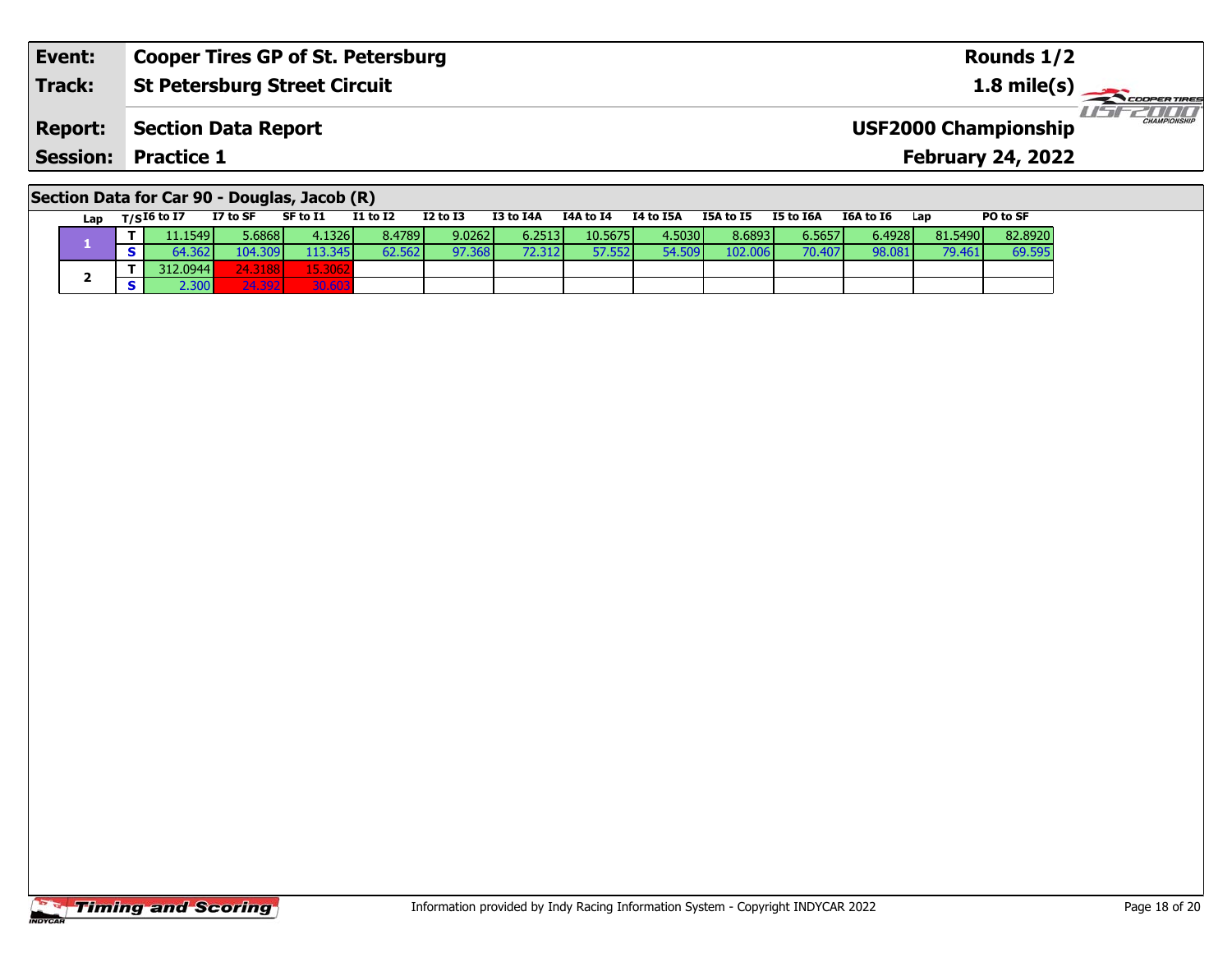| **Event:** | **Cooper Tires GP of St. Petersburg** | **Rounds 1/2** |
|---|---|---|
| **Track:** | **St Petersburg Street Circuit** | **1.8 mile(s)** |
| **Report:** | **Section Data Report** | **USF2000 Championship** |
| **Session:** | **Practice 1** | **February 24, 2022** |

## Section Data for Car 90 - Douglas, Jacob (R)

| Lap | T/S | I6 to I7 | I7 to SF | SF to I1 | I1 to I2 | I2 to I3 | I3 to I4A | I4A to I4 | I4 to I5A | I5A to I5 | I5 to I6A | I6A to I6 | Lap | PO to SF |
|---|---|---|---|---|---|---|---|---|---|---|---|---|---|---|
| 1 | T | 11.1549 | 5.6868 | 4.1326 | 8.4789 | 9.0262 | 6.2513 | 10.5675 | 4.5030 | 8.6893 | 6.5657 | 6.4928 | 81.5490 | 82.8920 |
| | S | 64.362 | 104.309 | 113.345 | 62.562 | 97.368 | 72.312 | 57.552 | 54.509 | 102.006 | 70.407 | 98.081 | 79.461 | 69.595 |
| 2 | T | 312.0944 | 24.3188 | 15.3062 | | | | | | | | | | |
| | S | 2.300 | 24.392 | 30.603 | | | | | | | | | | |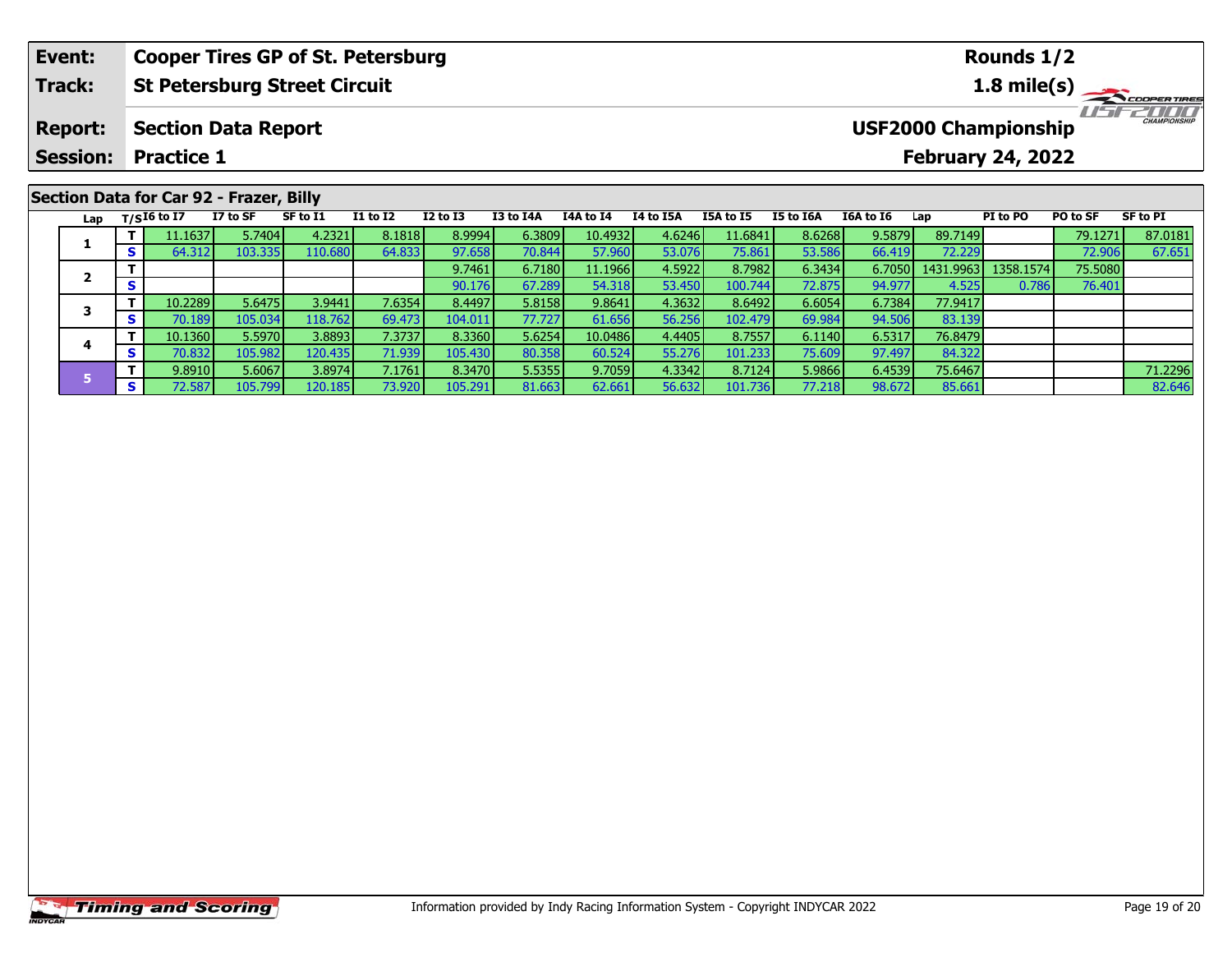| | |
|---|---|
| **Event:** | **Cooper Tires GP of St. Petersburg** |
| **Track:** | **St Petersburg Street Circuit** |
| **Report:** | **Section Data Report** |
| **Session:** | **Practice 1** |

**Rounds 1/2**

**1.8 mile(s)**

**USF2000 Championship**

**February 24, 2022**

## Section Data for Car 92 - Frazer, Billy

| Lap | T/S | I6 to I7 | I7 to SF | SF to I1 | I1 to I2 | I2 to I3 | I3 to I4A | I4A to I4 | I4 to I5A | I5A to I5 | I5 to I6A | I6A to I6 | Lap | PI to PO | PO to SF | SF to PI |
|---|---|---|---|---|---|---|---|---|---|---|---|---|---|---|---|---|
| 1 | T | 11.1637 | 5.7404 | 4.2321 | 8.1818 | 8.9994 | 6.3809 | 10.4932 | 4.6246 | 11.6841 | 8.6268 | 9.5879 | 89.7149 | | 79.1271 | 87.0181 |
| | S | 64.312 | 103.335 | 110.680 | 64.833 | 97.658 | 70.844 | 57.960 | 53.076 | 75.861 | 53.586 | 66.419 | 72.229 | | 72.906 | 67.651 |
| 2 | T | | | | | 9.7461 | 6.7180 | 11.1966 | 4.5922 | 8.7982 | 6.3434 | 6.7050 | 1431.9963 | 1358.1574 | 75.5080 | |
| | S | | | | | 90.176 | 67.289 | 54.318 | 53.450 | 100.744 | 72.875 | 94.977 | 4.525 | 0.786 | 76.401 | |
| 3 | T | 10.2289 | 5.6475 | 3.9441 | 7.6354 | 8.4497 | 5.8158 | 9.8641 | 4.3632 | 8.6492 | 6.6054 | 6.7384 | 77.9417 | | | |
| | S | 70.189 | 105.034 | 118.762 | 69.473 | 104.011 | 77.727 | 61.656 | 56.256 | 102.479 | 69.984 | 94.506 | 83.139 | | | |
| 4 | T | 10.1360 | 5.5970 | 3.8893 | 7.3737 | 8.3360 | 5.6254 | 10.0486 | 4.4405 | 8.7557 | 6.1140 | 6.5317 | 76.8479 | | | |
| | S | 70.832 | 105.982 | 120.435 | 71.939 | 105.430 | 80.358 | 60.524 | 55.276 | 101.233 | 75.609 | 97.497 | 84.322 | | | |
| 5 | T | 9.8910 | 5.6067 | 3.8974 | 7.1761 | 8.3470 | 5.5355 | 9.7059 | 4.3342 | 8.7124 | 5.9866 | 6.4539 | 75.6467 | | | 71.2296 |
| | S | 72.587 | 105.799 | 120.185 | 73.920 | 105.291 | 81.663 | 62.661 | 56.632 | 101.736 | 77.218 | 98.672 | 85.661 | | | 82.646 |

Information provided by Indy Racing Information System - Copyright INDYCAR 2022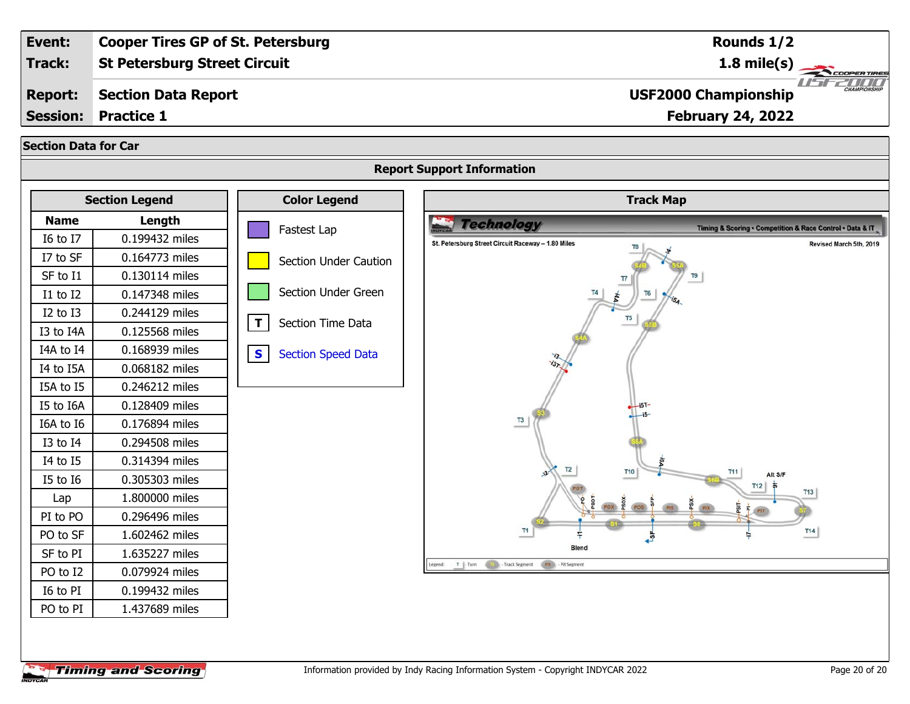| Event: | Cooper Tires GP of St. Petersburg | Rounds 1/2 |
|---|---|---|
| Track: | St Petersburg Street Circuit | 1.8 mile(s) |
| Report: | Section Data Report | USF2000 Championship |
| Session: | Practice 1 | February 24, 2022 |

## Section Data for Car

### Report Support Information

**Section Legend**

| Name | Length |
|---|---|
| I6 to I7 | 0.199432 miles |
| I7 to SF | 0.164773 miles |
| SF to I1 | 0.130114 miles |
| I1 to I2 | 0.147348 miles |
| I2 to I3 | 0.244129 miles |
| I3 to I4A | 0.125568 miles |
| I4A to I4 | 0.168939 miles |
| I4 to I5A | 0.068182 miles |
| I5A to I5 | 0.246212 miles |
| I5 to I6A | 0.128409 miles |
| I6A to I6 | 0.176894 miles |
| I3 to I4 | 0.294508 miles |
| I4 to I5 | 0.314394 miles |
| I5 to I6 | 0.305303 miles |
| Lap | 1.800000 miles |
| PI to PO | 0.296496 miles |
| PO to SF | 1.602462 miles |
| SF to PI | 1.635227 miles |
| PO to I2 | 0.079924 miles |
| I6 to PI | 0.199432 miles |
| PO to PI | 1.437689 miles |

**Color Legend**

- Fastest Lap
- Section Under Caution
- Section Under Green
- T Section Time Data
- S Section Speed Data

**Track Map**

Technology

Timing & Scoring • Competition & Race Control • Data & IT

St. Petersburg Street Circuit Raceway – 1.80 Miles

Revised March 5th, 2019

Legend: T - Turn, T1 - Track Segment, PS - Pit Segment

Information provided by Indy Racing Information System - Copyright INDYCAR 2022